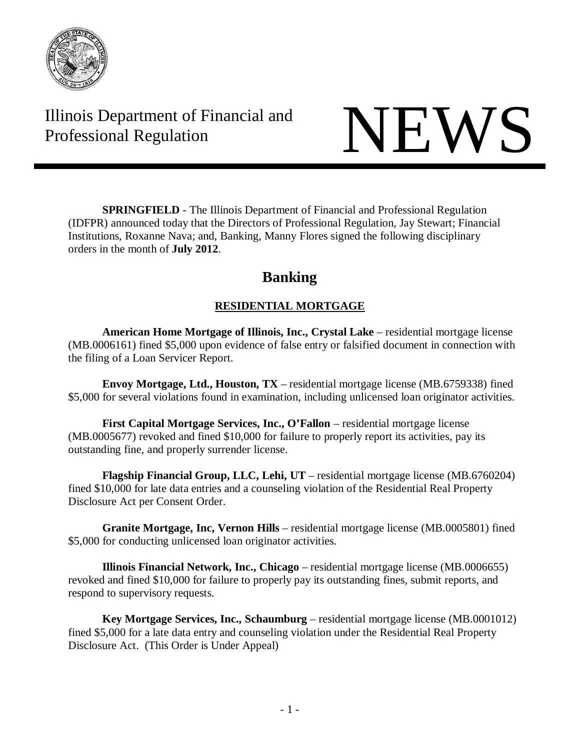Illinois Department of Financial and Professional Regulation

# NEWS

**SPRINGFIELD** - The Illinois Department of Financial and Professional Regulation (IDFPR) announced today that the Directors of Professional Regulation, Jay Stewart; Financial Institutions, Roxanne Nava; and, Banking, Manny Flores signed the following disciplinary orders in the month of **July 2012**.

## Banking

### RESIDENTIAL MORTGAGE

**American Home Mortgage of Illinois, Inc., Crystal Lake** – residential mortgage license (MB.0006161) fined $5,000 upon evidence of false entry or falsified document in connection with the filing of a Loan Servicer Report.

**Envoy Mortgage, Ltd., Houston, TX** – residential mortgage license (MB.6759338) fined $5,000 for several violations found in examination, including unlicensed loan originator activities.

**First Capital Mortgage Services, Inc., O'Fallon** – residential mortgage license (MB.0005677) revoked and fined $10,000 for failure to properly report its activities, pay its outstanding fine, and properly surrender license.

**Flagship Financial Group, LLC, Lehi, UT** – residential mortgage license (MB.6760204) fined $10,000 for late data entries and a counseling violation of the Residential Real Property Disclosure Act per Consent Order.

**Granite Mortgage, Inc, Vernon Hills** – residential mortgage license (MB.0005801) fined $5,000 for conducting unlicensed loan originator activities.

**Illinois Financial Network, Inc., Chicago** – residential mortgage license (MB.0006655) revoked and fined $10,000 for failure to properly pay its outstanding fines, submit reports, and respond to supervisory requests.

**Key Mortgage Services, Inc., Schaumburg** – residential mortgage license (MB.0001012) fined $5,000 for a late data entry and counseling violation under the Residential Real Property Disclosure Act. (This Order is Under Appeal)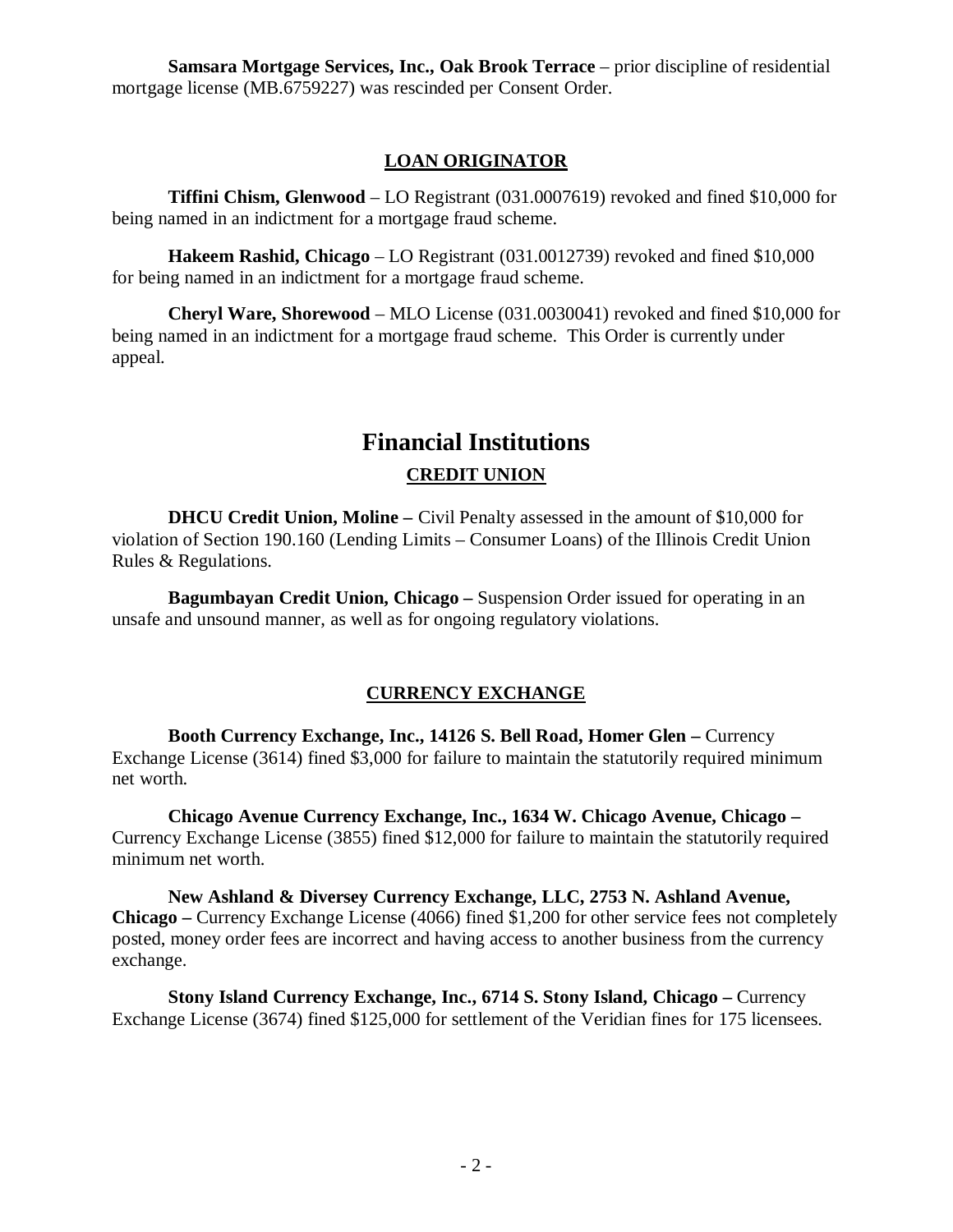**Samsara Mortgage Services, Inc., Oak Brook Terrace** – prior discipline of residential mortgage license (MB.6759227) was rescinded per Consent Order.

### LOAN ORIGINATOR

**Tiffini Chism, Glenwood** – LO Registrant (031.0007619) revoked and fined $10,000 for being named in an indictment for a mortgage fraud scheme.

**Hakeem Rashid, Chicago** – LO Registrant (031.0012739) revoked and fined $10,000 for being named in an indictment for a mortgage fraud scheme.

**Cheryl Ware, Shorewood** – MLO License (031.0030041) revoked and fined $10,000 for being named in an indictment for a mortgage fraud scheme. This Order is currently under appeal.

# Financial Institutions

### CREDIT UNION

**DHCU Credit Union, Moline –** Civil Penalty assessed in the amount of $10,000 for violation of Section 190.160 (Lending Limits – Consumer Loans) of the Illinois Credit Union Rules & Regulations.

**Bagumbayan Credit Union, Chicago –** Suspension Order issued for operating in an unsafe and unsound manner, as well as for ongoing regulatory violations.

### CURRENCY EXCHANGE

**Booth Currency Exchange, Inc., 14126 S. Bell Road, Homer Glen –** Currency Exchange License (3614) fined $3,000 for failure to maintain the statutorily required minimum net worth.

**Chicago Avenue Currency Exchange, Inc., 1634 W. Chicago Avenue, Chicago –** Currency Exchange License (3855) fined $12,000 for failure to maintain the statutorily required minimum net worth.

**New Ashland & Diversey Currency Exchange, LLC, 2753 N. Ashland Avenue, Chicago –** Currency Exchange License (4066) fined $1,200 for other service fees not completely posted, money order fees are incorrect and having access to another business from the currency exchange.

**Stony Island Currency Exchange, Inc., 6714 S. Stony Island, Chicago –** Currency Exchange License (3674) fined $125,000 for settlement of the Veridian fines for 175 licensees.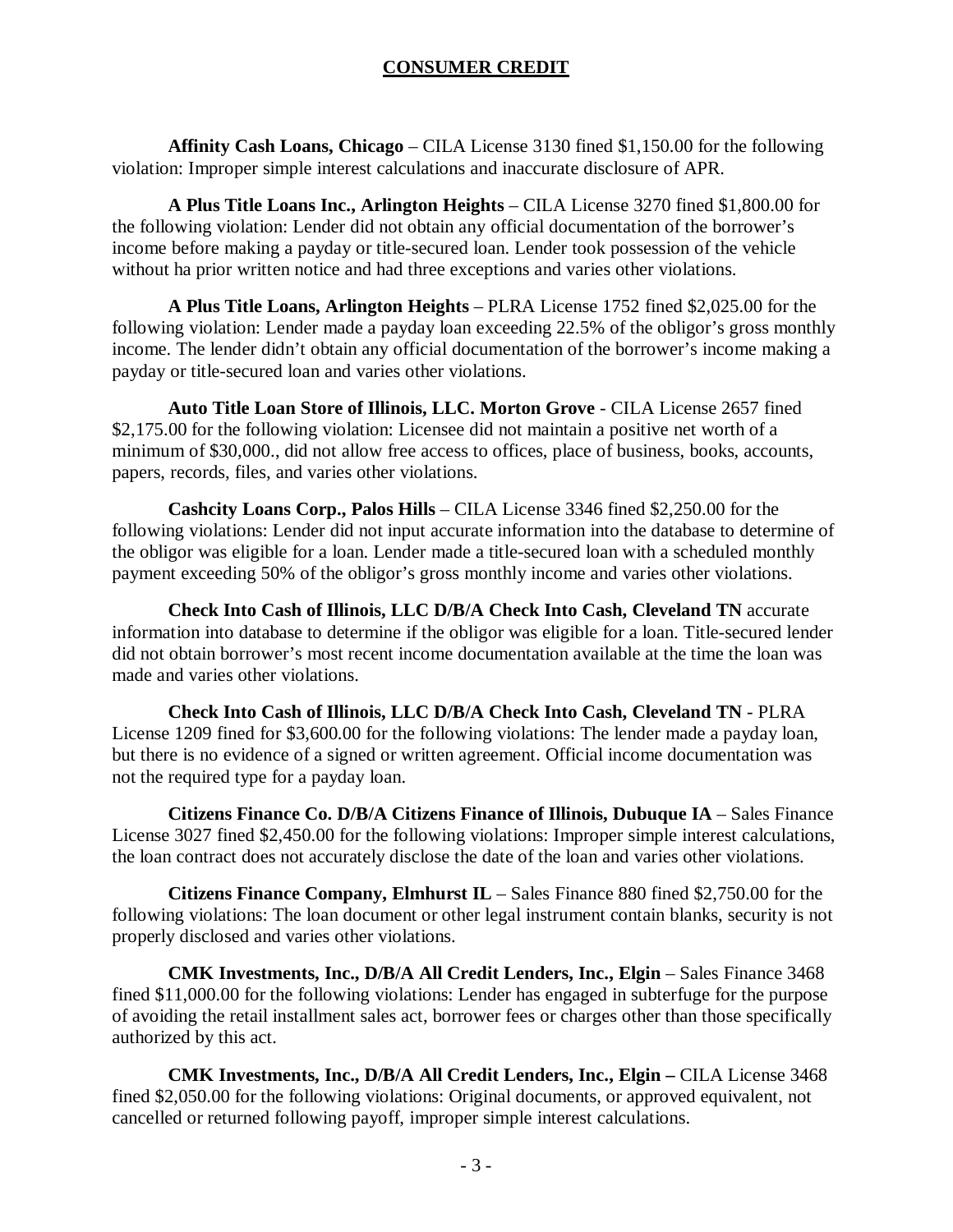## CONSUMER CREDIT

**Affinity Cash Loans, Chicago** – CILA License 3130 fined $1,150.00 for the following violation: Improper simple interest calculations and inaccurate disclosure of APR.

**A Plus Title Loans Inc., Arlington Heights** – CILA License 3270 fined $1,800.00 for the following violation: Lender did not obtain any official documentation of the borrower's income before making a payday or title-secured loan. Lender took possession of the vehicle without ha prior written notice and had three exceptions and varies other violations.

**A Plus Title Loans, Arlington Heights** – PLRA License 1752 fined $2,025.00 for the following violation: Lender made a payday loan exceeding 22.5% of the obligor's gross monthly income. The lender didn't obtain any official documentation of the borrower's income making a payday or title-secured loan and varies other violations.

**Auto Title Loan Store of Illinois, LLC. Morton Grove** - CILA License 2657 fined $2,175.00 for the following violation: Licensee did not maintain a positive net worth of a minimum of $30,000., did not allow free access to offices, place of business, books, accounts, papers, records, files, and varies other violations.

**Cashcity Loans Corp., Palos Hills** – CILA License 3346 fined $2,250.00 for the following violations: Lender did not input accurate information into the database to determine of the obligor was eligible for a loan. Lender made a title-secured loan with a scheduled monthly payment exceeding 50% of the obligor's gross monthly income and varies other violations.

**Check Into Cash of Illinois, LLC D/B/A Check Into Cash, Cleveland TN** accurate information into database to determine if the obligor was eligible for a loan. Title-secured lender did not obtain borrower's most recent income documentation available at the time the loan was made and varies other violations.

**Check Into Cash of Illinois, LLC D/B/A Check Into Cash, Cleveland TN** - PLRA License 1209 fined for $3,600.00 for the following violations: The lender made a payday loan, but there is no evidence of a signed or written agreement. Official income documentation was not the required type for a payday loan.

**Citizens Finance Co. D/B/A Citizens Finance of Illinois, Dubuque IA** – Sales Finance License 3027 fined $2,450.00 for the following violations: Improper simple interest calculations, the loan contract does not accurately disclose the date of the loan and varies other violations.

**Citizens Finance Company, Elmhurst IL** – Sales Finance 880 fined $2,750.00 for the following violations: The loan document or other legal instrument contain blanks, security is not properly disclosed and varies other violations.

**CMK Investments, Inc., D/B/A All Credit Lenders, Inc., Elgin** – Sales Finance 3468 fined $11,000.00 for the following violations: Lender has engaged in subterfuge for the purpose of avoiding the retail installment sales act, borrower fees or charges other than those specifically authorized by this act.

**CMK Investments, Inc., D/B/A All Credit Lenders, Inc., Elgin –** CILA License 3468 fined $2,050.00 for the following violations: Original documents, or approved equivalent, not cancelled or returned following payoff, improper simple interest calculations.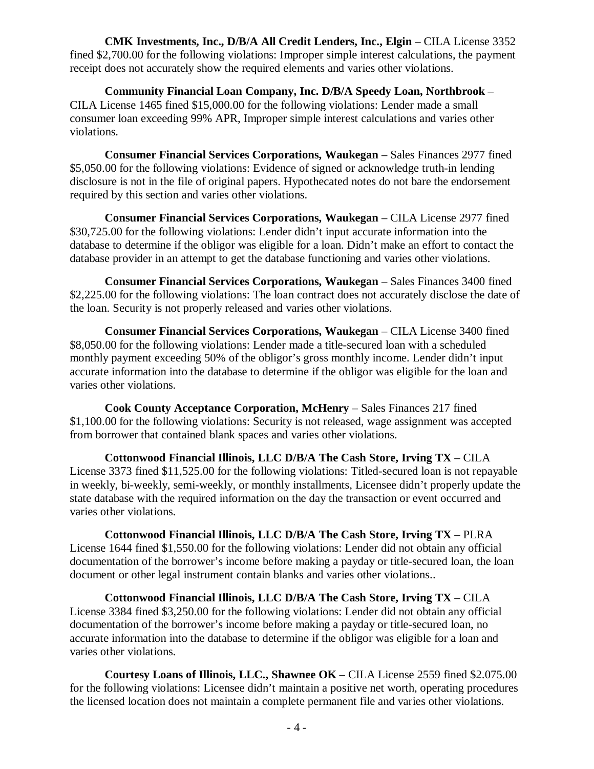**CMK Investments, Inc., D/B/A All Credit Lenders, Inc., Elgin** – CILA License 3352 fined $2,700.00 for the following violations: Improper simple interest calculations, the payment receipt does not accurately show the required elements and varies other violations.

**Community Financial Loan Company, Inc. D/B/A Speedy Loan, Northbrook** – CILA License 1465 fined $15,000.00 for the following violations: Lender made a small consumer loan exceeding 99% APR, Improper simple interest calculations and varies other violations.

**Consumer Financial Services Corporations, Waukegan** – Sales Finances 2977 fined $5,050.00 for the following violations: Evidence of signed or acknowledge truth-in lending disclosure is not in the file of original papers. Hypothecated notes do not bare the endorsement required by this section and varies other violations.

**Consumer Financial Services Corporations, Waukegan** – CILA License 2977 fined $30,725.00 for the following violations: Lender didn't input accurate information into the database to determine if the obligor was eligible for a loan. Didn't make an effort to contact the database provider in an attempt to get the database functioning and varies other violations.

**Consumer Financial Services Corporations, Waukegan** – Sales Finances 3400 fined $2,225.00 for the following violations: The loan contract does not accurately disclose the date of the loan. Security is not properly released and varies other violations.

**Consumer Financial Services Corporations, Waukegan** – CILA License 3400 fined $8,050.00 for the following violations: Lender made a title-secured loan with a scheduled monthly payment exceeding 50% of the obligor's gross monthly income. Lender didn't input accurate information into the database to determine if the obligor was eligible for the loan and varies other violations.

**Cook County Acceptance Corporation, McHenry** – Sales Finances 217 fined $1,100.00 for the following violations: Security is not released, wage assignment was accepted from borrower that contained blank spaces and varies other violations.

**Cottonwood Financial Illinois, LLC D/B/A The Cash Store, Irving TX** – CILA License 3373 fined $11,525.00 for the following violations: Titled-secured loan is not repayable in weekly, bi-weekly, semi-weekly, or monthly installments, Licensee didn't properly update the state database with the required information on the day the transaction or event occurred and varies other violations.

**Cottonwood Financial Illinois, LLC D/B/A The Cash Store, Irving TX** – PLRA License 1644 fined $1,550.00 for the following violations: Lender did not obtain any official documentation of the borrower's income before making a payday or title-secured loan, the loan document or other legal instrument contain blanks and varies other violations..

**Cottonwood Financial Illinois, LLC D/B/A The Cash Store, Irving TX** – CILA License 3384 fined $3,250.00 for the following violations: Lender did not obtain any official documentation of the borrower's income before making a payday or title-secured loan, no accurate information into the database to determine if the obligor was eligible for a loan and varies other violations.

**Courtesy Loans of Illinois, LLC., Shawnee OK** – CILA License 2559 fined $2.075.00 for the following violations: Licensee didn't maintain a positive net worth, operating procedures the licensed location does not maintain a complete permanent file and varies other violations.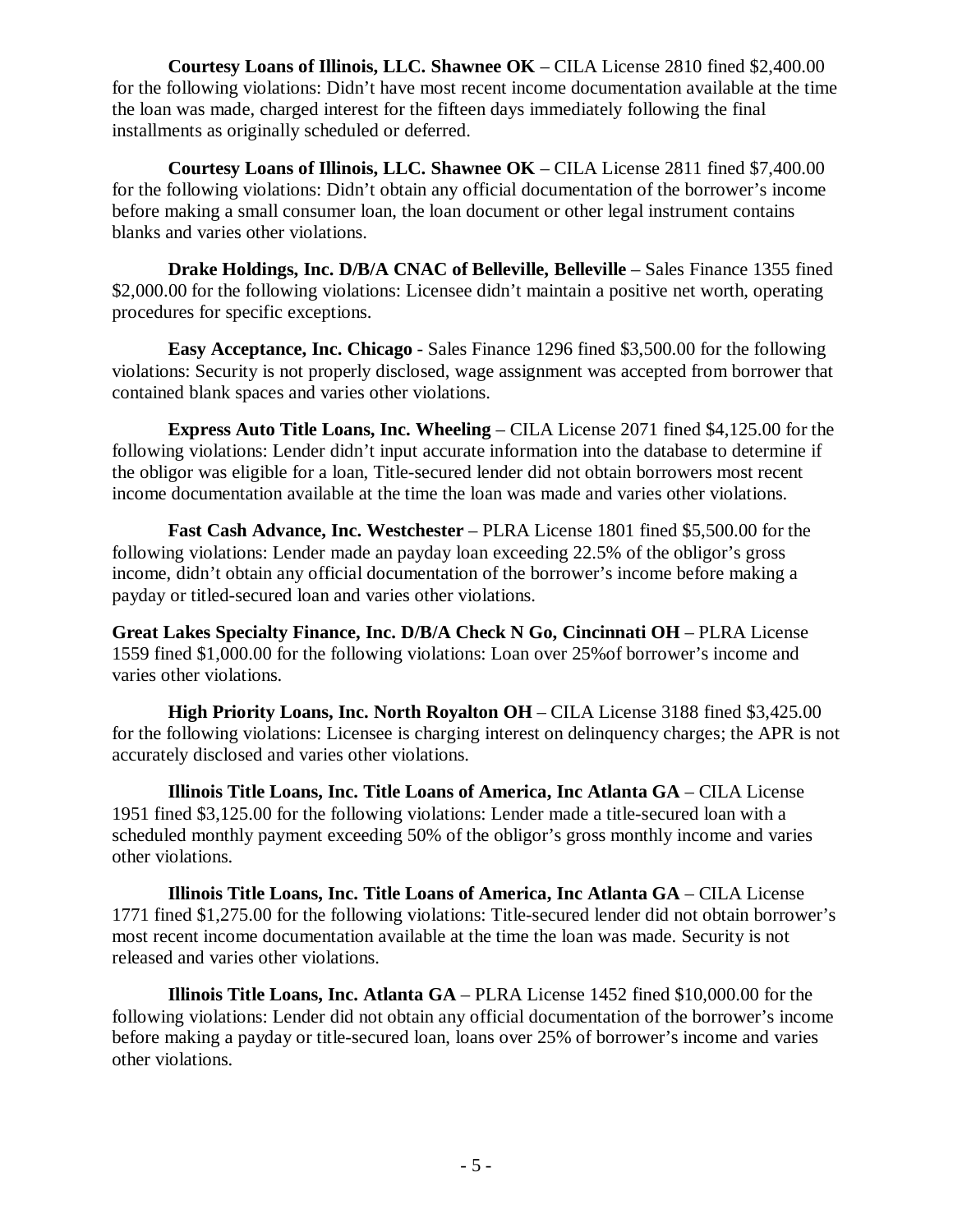**Courtesy Loans of Illinois, LLC. Shawnee OK** – CILA License 2810 fined $2,400.00 for the following violations: Didn't have most recent income documentation available at the time the loan was made, charged interest for the fifteen days immediately following the final installments as originally scheduled or deferred.

**Courtesy Loans of Illinois, LLC. Shawnee OK** – CILA License 2811 fined $7,400.00 for the following violations: Didn't obtain any official documentation of the borrower's income before making a small consumer loan, the loan document or other legal instrument contains blanks and varies other violations.

**Drake Holdings, Inc. D/B/A CNAC of Belleville, Belleville** – Sales Finance 1355 fined $2,000.00 for the following violations: Licensee didn't maintain a positive net worth, operating procedures for specific exceptions.

**Easy Acceptance, Inc. Chicago** - Sales Finance 1296 fined $3,500.00 for the following violations: Security is not properly disclosed, wage assignment was accepted from borrower that contained blank spaces and varies other violations.

**Express Auto Title Loans, Inc. Wheeling** – CILA License 2071 fined $4,125.00 for the following violations: Lender didn't input accurate information into the database to determine if the obligor was eligible for a loan, Title-secured lender did not obtain borrowers most recent income documentation available at the time the loan was made and varies other violations.

**Fast Cash Advance, Inc. Westchester** – PLRA License 1801 fined $5,500.00 for the following violations: Lender made an payday loan exceeding 22.5% of the obligor's gross income, didn't obtain any official documentation of the borrower's income before making a payday or titled-secured loan and varies other violations.

**Great Lakes Specialty Finance, Inc. D/B/A Check N Go, Cincinnati OH** – PLRA License 1559 fined $1,000.00 for the following violations: Loan over 25%of borrower's income and varies other violations.

**High Priority Loans, Inc. North Royalton OH** – CILA License 3188 fined $3,425.00 for the following violations: Licensee is charging interest on delinquency charges; the APR is not accurately disclosed and varies other violations.

**Illinois Title Loans, Inc. Title Loans of America, Inc Atlanta GA** – CILA License 1951 fined $3,125.00 for the following violations: Lender made a title-secured loan with a scheduled monthly payment exceeding 50% of the obligor's gross monthly income and varies other violations.

**Illinois Title Loans, Inc. Title Loans of America, Inc Atlanta GA** – CILA License 1771 fined $1,275.00 for the following violations: Title-secured lender did not obtain borrower's most recent income documentation available at the time the loan was made. Security is not released and varies other violations.

**Illinois Title Loans, Inc. Atlanta GA** – PLRA License 1452 fined $10,000.00 for the following violations: Lender did not obtain any official documentation of the borrower's income before making a payday or title-secured loan, loans over 25% of borrower's income and varies other violations.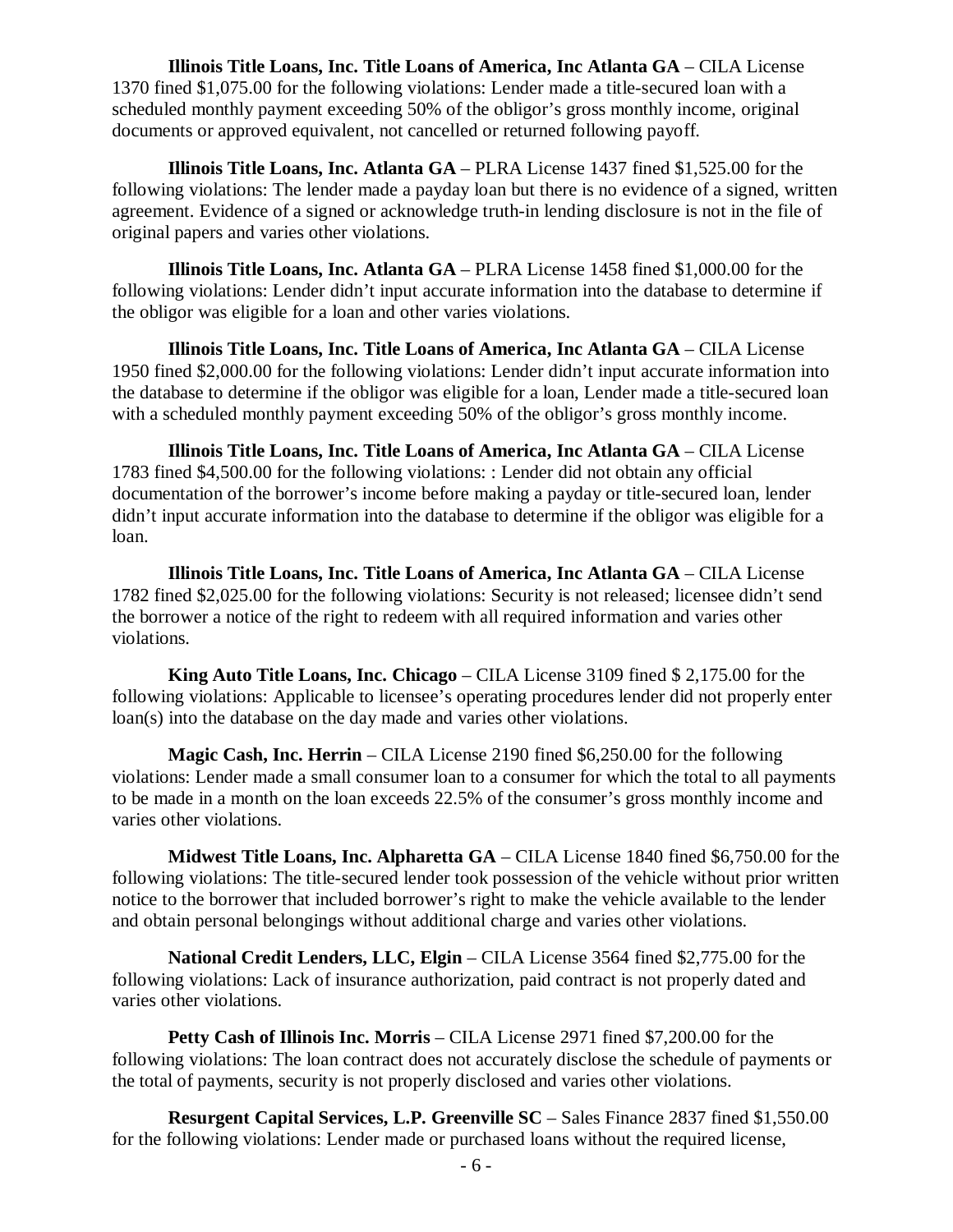**Illinois Title Loans, Inc. Title Loans of America, Inc Atlanta GA** – CILA License 1370 fined $1,075.00 for the following violations: Lender made a title-secured loan with a scheduled monthly payment exceeding 50% of the obligor's gross monthly income, original documents or approved equivalent, not cancelled or returned following payoff.

**Illinois Title Loans, Inc. Atlanta GA** – PLRA License 1437 fined $1,525.00 for the following violations: The lender made a payday loan but there is no evidence of a signed, written agreement. Evidence of a signed or acknowledge truth-in lending disclosure is not in the file of original papers and varies other violations.

**Illinois Title Loans, Inc. Atlanta GA** – PLRA License 1458 fined $1,000.00 for the following violations: Lender didn't input accurate information into the database to determine if the obligor was eligible for a loan and other varies violations.

**Illinois Title Loans, Inc. Title Loans of America, Inc Atlanta GA** – CILA License 1950 fined $2,000.00 for the following violations: Lender didn't input accurate information into the database to determine if the obligor was eligible for a loan, Lender made a title-secured loan with a scheduled monthly payment exceeding 50% of the obligor's gross monthly income.

**Illinois Title Loans, Inc. Title Loans of America, Inc Atlanta GA** – CILA License 1783 fined $4,500.00 for the following violations: : Lender did not obtain any official documentation of the borrower's income before making a payday or title-secured loan, lender didn't input accurate information into the database to determine if the obligor was eligible for a loan.

**Illinois Title Loans, Inc. Title Loans of America, Inc Atlanta GA** – CILA License 1782 fined $2,025.00 for the following violations: Security is not released; licensee didn't send the borrower a notice of the right to redeem with all required information and varies other violations.

**King Auto Title Loans, Inc. Chicago** – CILA License 3109 fined $ 2,175.00 for the following violations: Applicable to licensee's operating procedures lender did not properly enter loan(s) into the database on the day made and varies other violations.

**Magic Cash, Inc. Herrin** – CILA License 2190 fined $6,250.00 for the following violations: Lender made a small consumer loan to a consumer for which the total to all payments to be made in a month on the loan exceeds 22.5% of the consumer's gross monthly income and varies other violations.

**Midwest Title Loans, Inc. Alpharetta GA** – CILA License 1840 fined $6,750.00 for the following violations: The title-secured lender took possession of the vehicle without prior written notice to the borrower that included borrower's right to make the vehicle available to the lender and obtain personal belongings without additional charge and varies other violations.

**National Credit Lenders, LLC, Elgin** – CILA License 3564 fined $2,775.00 for the following violations: Lack of insurance authorization, paid contract is not properly dated and varies other violations.

**Petty Cash of Illinois Inc. Morris** – CILA License 2971 fined $7,200.00 for the following violations: The loan contract does not accurately disclose the schedule of payments or the total of payments, security is not properly disclosed and varies other violations.

**Resurgent Capital Services, L.P. Greenville SC** – Sales Finance 2837 fined $1,550.00 for the following violations: Lender made or purchased loans without the required license,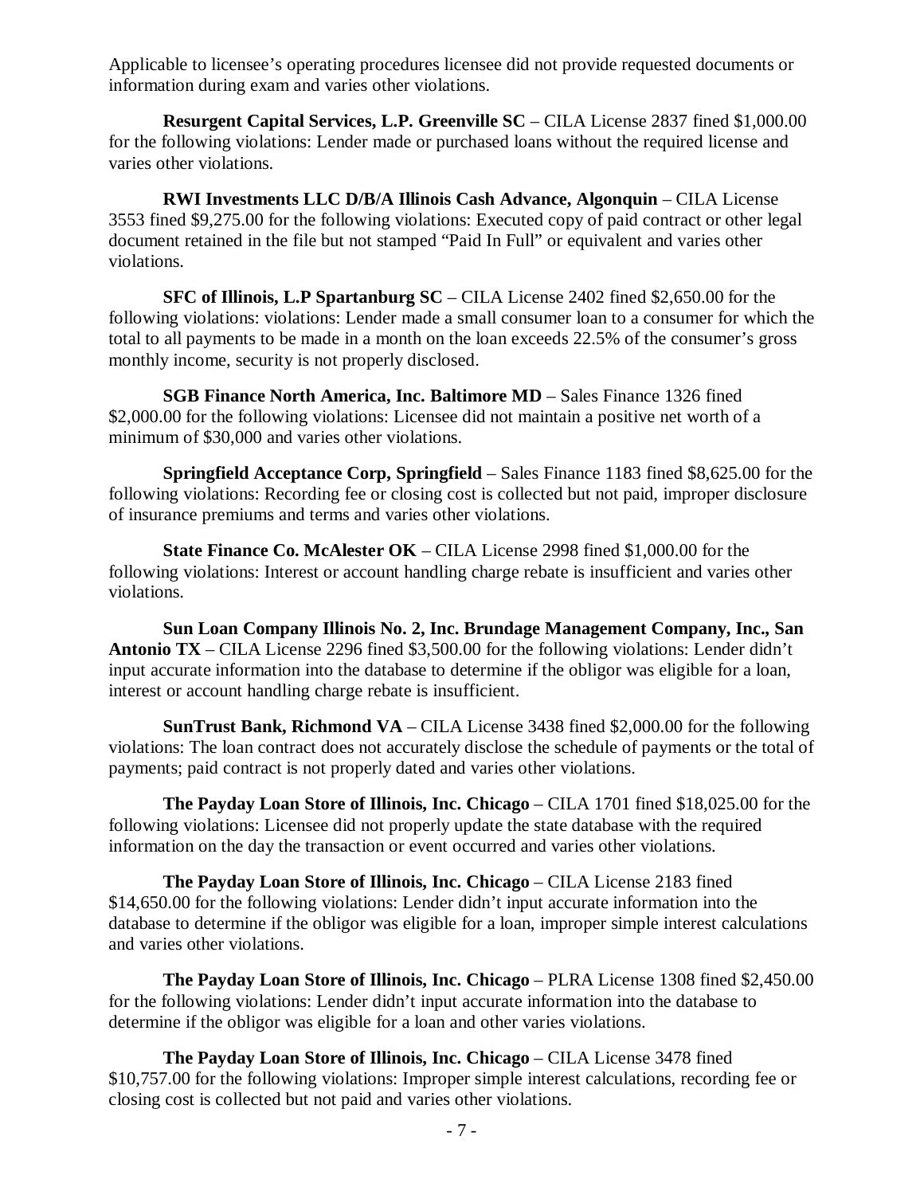Applicable to licensee's operating procedures licensee did not provide requested documents or information during exam and varies other violations.

**Resurgent Capital Services, L.P. Greenville SC** – CILA License 2837 fined $1,000.00 for the following violations: Lender made or purchased loans without the required license and varies other violations.

**RWI Investments LLC D/B/A Illinois Cash Advance, Algonquin** – CILA License 3553 fined $9,275.00 for the following violations: Executed copy of paid contract or other legal document retained in the file but not stamped "Paid In Full" or equivalent and varies other violations.

**SFC of Illinois, L.P Spartanburg SC** – CILA License 2402 fined $2,650.00 for the following violations: violations: Lender made a small consumer loan to a consumer for which the total to all payments to be made in a month on the loan exceeds 22.5% of the consumer's gross monthly income, security is not properly disclosed.

**SGB Finance North America, Inc. Baltimore MD** – Sales Finance 1326 fined $2,000.00 for the following violations: Licensee did not maintain a positive net worth of a minimum of $30,000 and varies other violations.

**Springfield Acceptance Corp, Springfield** – Sales Finance 1183 fined $8,625.00 for the following violations: Recording fee or closing cost is collected but not paid, improper disclosure of insurance premiums and terms and varies other violations.

**State Finance Co. McAlester OK** – CILA License 2998 fined $1,000.00 for the following violations: Interest or account handling charge rebate is insufficient and varies other violations.

**Sun Loan Company Illinois No. 2, Inc. Brundage Management Company, Inc., San Antonio TX** – CILA License 2296 fined $3,500.00 for the following violations: Lender didn't input accurate information into the database to determine if the obligor was eligible for a loan, interest or account handling charge rebate is insufficient.

**SunTrust Bank, Richmond VA** – CILA License 3438 fined $2,000.00 for the following violations: The loan contract does not accurately disclose the schedule of payments or the total of payments; paid contract is not properly dated and varies other violations.

**The Payday Loan Store of Illinois, Inc. Chicago** – CILA 1701 fined $18,025.00 for the following violations: Licensee did not properly update the state database with the required information on the day the transaction or event occurred and varies other violations.

**The Payday Loan Store of Illinois, Inc. Chicago** – CILA License 2183 fined $14,650.00 for the following violations: Lender didn't input accurate information into the database to determine if the obligor was eligible for a loan, improper simple interest calculations and varies other violations.

**The Payday Loan Store of Illinois, Inc. Chicago** – PLRA License 1308 fined $2,450.00 for the following violations: Lender didn't input accurate information into the database to determine if the obligor was eligible for a loan and other varies violations.

**The Payday Loan Store of Illinois, Inc. Chicago** – CILA License 3478 fined $10,757.00 for the following violations: Improper simple interest calculations, recording fee or closing cost is collected but not paid and varies other violations.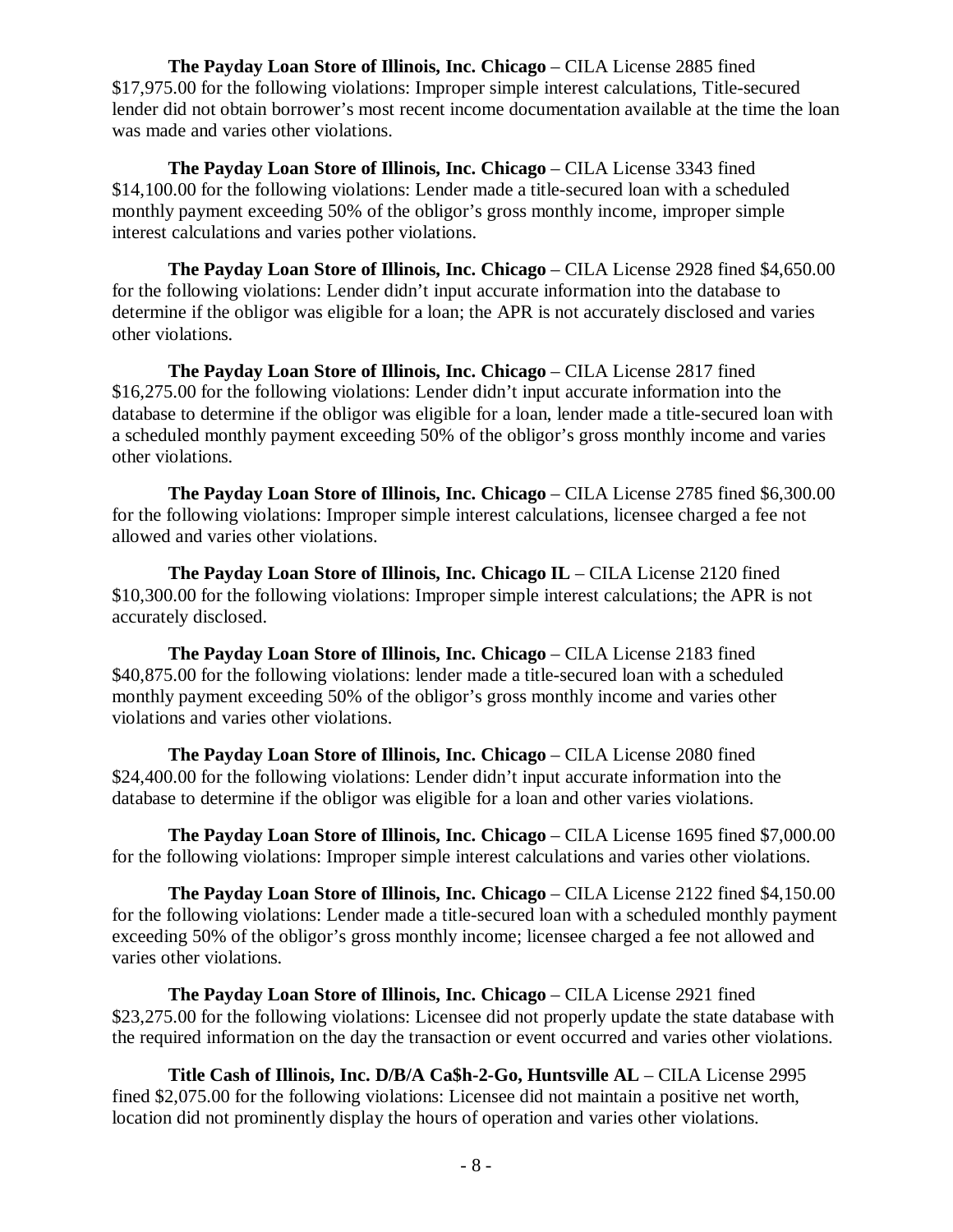**The Payday Loan Store of Illinois, Inc. Chicago** – CILA License 2885 fined $17,975.00 for the following violations: Improper simple interest calculations, Title-secured lender did not obtain borrower's most recent income documentation available at the time the loan was made and varies other violations.

**The Payday Loan Store of Illinois, Inc. Chicago** – CILA License 3343 fined $14,100.00 for the following violations: Lender made a title-secured loan with a scheduled monthly payment exceeding 50% of the obligor's gross monthly income, improper simple interest calculations and varies pother violations.

**The Payday Loan Store of Illinois, Inc. Chicago** – CILA License 2928 fined $4,650.00 for the following violations: Lender didn't input accurate information into the database to determine if the obligor was eligible for a loan; the APR is not accurately disclosed and varies other violations.

**The Payday Loan Store of Illinois, Inc. Chicago** – CILA License 2817 fined $16,275.00 for the following violations: Lender didn't input accurate information into the database to determine if the obligor was eligible for a loan, lender made a title-secured loan with a scheduled monthly payment exceeding 50% of the obligor's gross monthly income and varies other violations.

**The Payday Loan Store of Illinois, Inc. Chicago** – CILA License 2785 fined $6,300.00 for the following violations: Improper simple interest calculations, licensee charged a fee not allowed and varies other violations.

**The Payday Loan Store of Illinois, Inc. Chicago IL** – CILA License 2120 fined $10,300.00 for the following violations: Improper simple interest calculations; the APR is not accurately disclosed.

**The Payday Loan Store of Illinois, Inc. Chicago** – CILA License 2183 fined $40,875.00 for the following violations: lender made a title-secured loan with a scheduled monthly payment exceeding 50% of the obligor's gross monthly income and varies other violations and varies other violations.

**The Payday Loan Store of Illinois, Inc. Chicago** – CILA License 2080 fined $24,400.00 for the following violations: Lender didn't input accurate information into the database to determine if the obligor was eligible for a loan and other varies violations.

**The Payday Loan Store of Illinois, Inc. Chicago** – CILA License 1695 fined $7,000.00 for the following violations: Improper simple interest calculations and varies other violations.

**The Payday Loan Store of Illinois, Inc. Chicago** – CILA License 2122 fined $4,150.00 for the following violations: Lender made a title-secured loan with a scheduled monthly payment exceeding 50% of the obligor's gross monthly income; licensee charged a fee not allowed and varies other violations.

**The Payday Loan Store of Illinois, Inc. Chicago** – CILA License 2921 fined $23,275.00 for the following violations: Licensee did not properly update the state database with the required information on the day the transaction or event occurred and varies other violations.

**Title Cash of Illinois, Inc. D/B/A Ca$h-2-Go, Huntsville AL** – CILA License 2995 fined $2,075.00 for the following violations: Licensee did not maintain a positive net worth, location did not prominently display the hours of operation and varies other violations.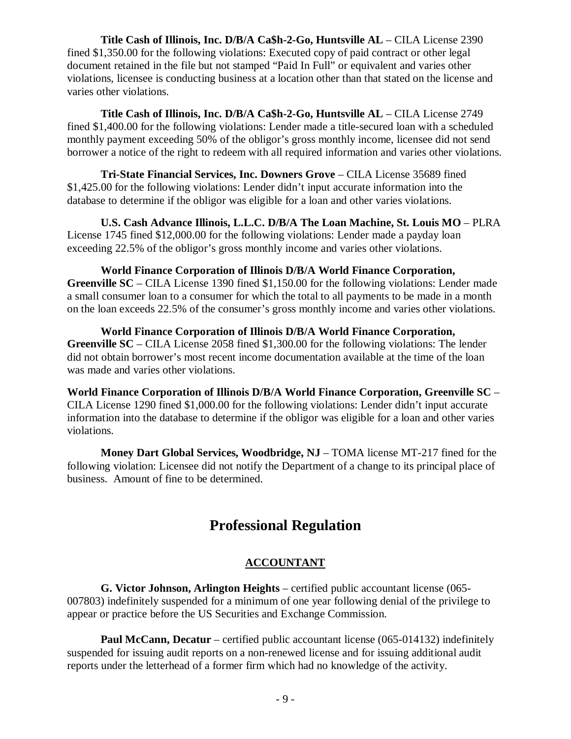**Title Cash of Illinois, Inc. D/B/A Ca$h-2-Go, Huntsville AL** – CILA License 2390 fined $1,350.00 for the following violations: Executed copy of paid contract or other legal document retained in the file but not stamped "Paid In Full" or equivalent and varies other violations, licensee is conducting business at a location other than that stated on the license and varies other violations.

**Title Cash of Illinois, Inc. D/B/A Ca$h-2-Go, Huntsville AL** – CILA License 2749 fined $1,400.00 for the following violations: Lender made a title-secured loan with a scheduled monthly payment exceeding 50% of the obligor's gross monthly income, licensee did not send borrower a notice of the right to redeem with all required information and varies other violations.

**Tri-State Financial Services, Inc. Downers Grove** – CILA License 35689 fined $1,425.00 for the following violations: Lender didn't input accurate information into the database to determine if the obligor was eligible for a loan and other varies violations.

**U.S. Cash Advance Illinois, L.L.C. D/B/A The Loan Machine, St. Louis MO** – PLRA License 1745 fined $12,000.00 for the following violations: Lender made a payday loan exceeding 22.5% of the obligor's gross monthly income and varies other violations.

**World Finance Corporation of Illinois D/B/A World Finance Corporation, Greenville SC** – CILA License 1390 fined $1,150.00 for the following violations: Lender made a small consumer loan to a consumer for which the total to all payments to be made in a month on the loan exceeds 22.5% of the consumer's gross monthly income and varies other violations.

**World Finance Corporation of Illinois D/B/A World Finance Corporation, Greenville SC** – CILA License 2058 fined $1,300.00 for the following violations: The lender did not obtain borrower's most recent income documentation available at the time of the loan was made and varies other violations.

**World Finance Corporation of Illinois D/B/A World Finance Corporation, Greenville SC** – CILA License 1290 fined $1,000.00 for the following violations: Lender didn't input accurate information into the database to determine if the obligor was eligible for a loan and other varies violations.

**Money Dart Global Services, Woodbridge, NJ** – TOMA license MT-217 fined for the following violation: Licensee did not notify the Department of a change to its principal place of business. Amount of fine to be determined.

# Professional Regulation

## ACCOUNTANT

**G. Victor Johnson, Arlington Heights** – certified public accountant license (065-007803) indefinitely suspended for a minimum of one year following denial of the privilege to appear or practice before the US Securities and Exchange Commission.

**Paul McCann, Decatur** – certified public accountant license (065-014132) indefinitely suspended for issuing audit reports on a non-renewed license and for issuing additional audit reports under the letterhead of a former firm which had no knowledge of the activity.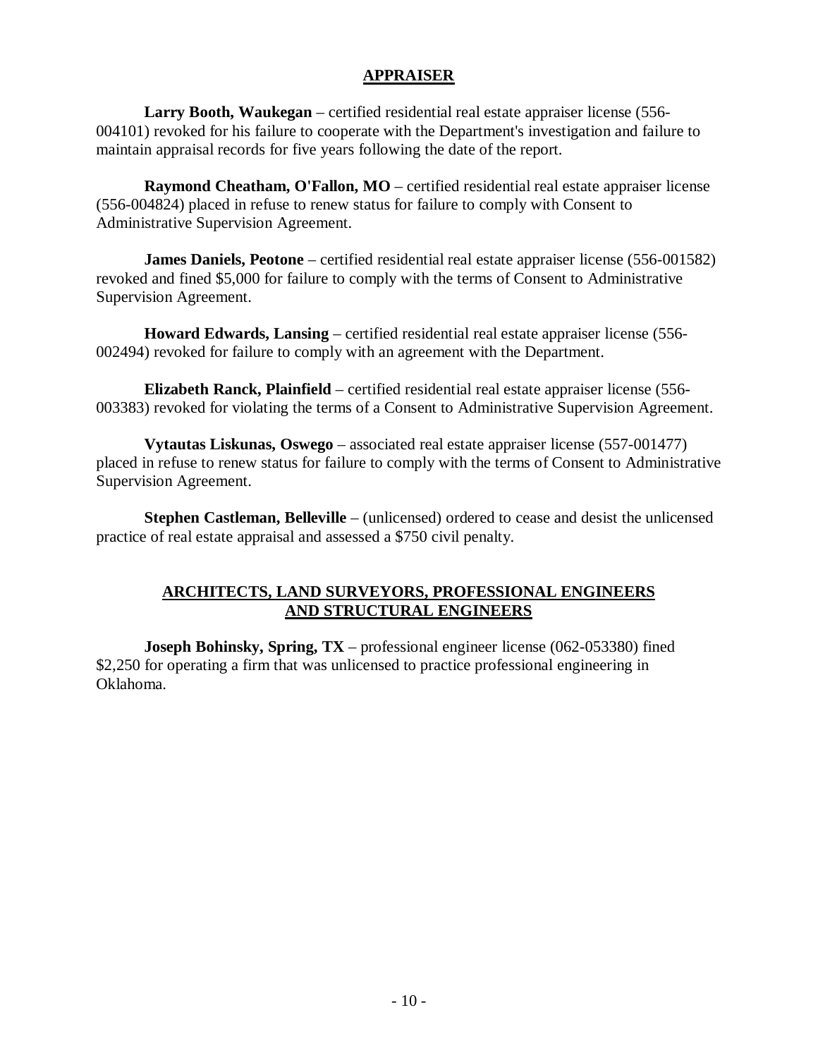## APPRAISER

**Larry Booth, Waukegan** – certified residential real estate appraiser license (556-004101) revoked for his failure to cooperate with the Department's investigation and failure to maintain appraisal records for five years following the date of the report.

**Raymond Cheatham, O'Fallon, MO** – certified residential real estate appraiser license (556-004824) placed in refuse to renew status for failure to comply with Consent to Administrative Supervision Agreement.

**James Daniels, Peotone** – certified residential real estate appraiser license (556-001582) revoked and fined $5,000 for failure to comply with the terms of Consent to Administrative Supervision Agreement.

**Howard Edwards, Lansing** – certified residential real estate appraiser license (556-002494) revoked for failure to comply with an agreement with the Department.

**Elizabeth Ranck, Plainfield** – certified residential real estate appraiser license (556-003383) revoked for violating the terms of a Consent to Administrative Supervision Agreement.

**Vytautas Liskunas, Oswego** – associated real estate appraiser license (557-001477) placed in refuse to renew status for failure to comply with the terms of Consent to Administrative Supervision Agreement.

**Stephen Castleman, Belleville** – (unlicensed) ordered to cease and desist the unlicensed practice of real estate appraisal and assessed a $750 civil penalty.

## ARCHITECTS, LAND SURVEYORS, PROFESSIONAL ENGINEERS AND STRUCTURAL ENGINEERS

**Joseph Bohinsky, Spring, TX** – professional engineer license (062-053380) fined $2,250 for operating a firm that was unlicensed to practice professional engineering in Oklahoma.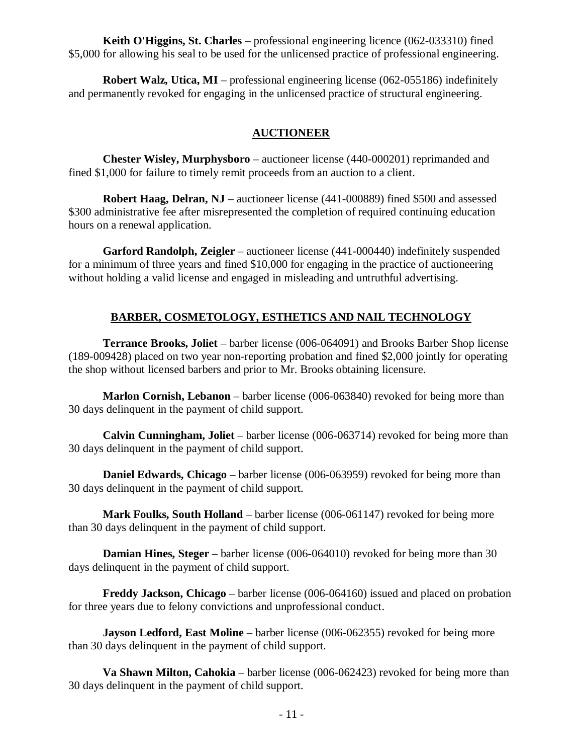**Keith O'Higgins, St. Charles** – professional engineering licence (062-033310) fined $5,000 for allowing his seal to be used for the unlicensed practice of professional engineering.

**Robert Walz, Utica, MI** – professional engineering license (062-055186) indefinitely and permanently revoked for engaging in the unlicensed practice of structural engineering.

## AUCTIONEER

**Chester Wisley, Murphysboro** – auctioneer license (440-000201) reprimanded and fined $1,000 for failure to timely remit proceeds from an auction to a client.

**Robert Haag, Delran, NJ** – auctioneer license (441-000889) fined $500 and assessed $300 administrative fee after misrepresented the completion of required continuing education hours on a renewal application.

**Garford Randolph, Zeigler** – auctioneer license (441-000440) indefinitely suspended for a minimum of three years and fined $10,000 for engaging in the practice of auctioneering without holding a valid license and engaged in misleading and untruthful advertising.

## BARBER, COSMETOLOGY, ESTHETICS AND NAIL TECHNOLOGY

**Terrance Brooks, Joliet** – barber license (006-064091) and Brooks Barber Shop license (189-009428) placed on two year non-reporting probation and fined $2,000 jointly for operating the shop without licensed barbers and prior to Mr. Brooks obtaining licensure.

**Marlon Cornish, Lebanon** – barber license (006-063840) revoked for being more than 30 days delinquent in the payment of child support.

**Calvin Cunningham, Joliet** – barber license (006-063714) revoked for being more than 30 days delinquent in the payment of child support.

**Daniel Edwards, Chicago** – barber license (006-063959) revoked for being more than 30 days delinquent in the payment of child support.

**Mark Foulks, South Holland** – barber license (006-061147) revoked for being more than 30 days delinquent in the payment of child support.

**Damian Hines, Steger** – barber license (006-064010) revoked for being more than 30 days delinquent in the payment of child support.

**Freddy Jackson, Chicago** – barber license (006-064160) issued and placed on probation for three years due to felony convictions and unprofessional conduct.

**Jayson Ledford, East Moline** – barber license (006-062355) revoked for being more than 30 days delinquent in the payment of child support.

**Va Shawn Milton, Cahokia** – barber license (006-062423) revoked for being more than 30 days delinquent in the payment of child support.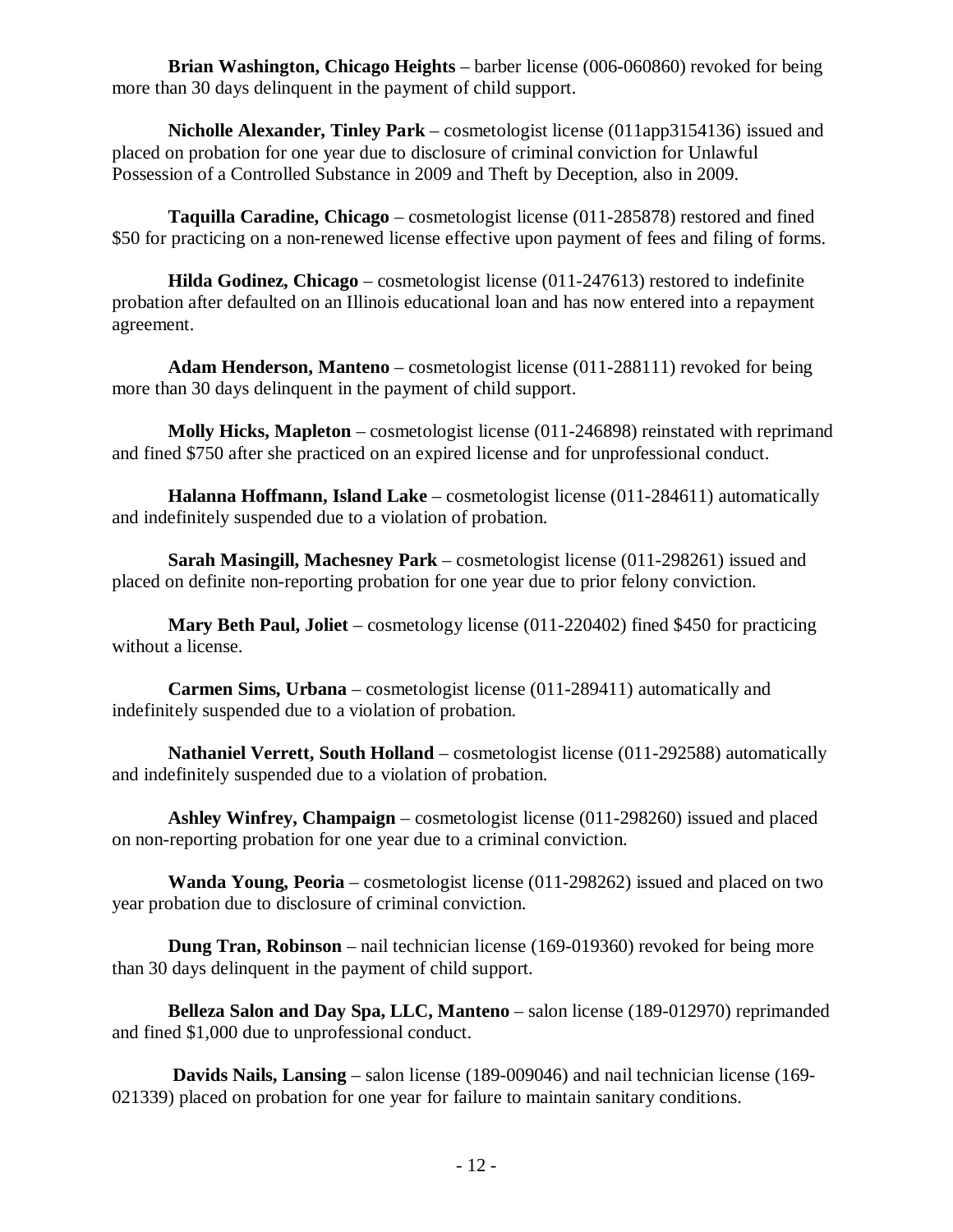**Brian Washington, Chicago Heights** – barber license (006-060860) revoked for being more than 30 days delinquent in the payment of child support.

**Nicholle Alexander, Tinley Park** – cosmetologist license (011app3154136) issued and placed on probation for one year due to disclosure of criminal conviction for Unlawful Possession of a Controlled Substance in 2009 and Theft by Deception, also in 2009.

**Taquilla Caradine, Chicago** – cosmetologist license (011-285878) restored and fined \$50 for practicing on a non-renewed license effective upon payment of fees and filing of forms.

**Hilda Godinez, Chicago** – cosmetologist license (011-247613) restored to indefinite probation after defaulted on an Illinois educational loan and has now entered into a repayment agreement.

**Adam Henderson, Manteno** – cosmetologist license (011-288111) revoked for being more than 30 days delinquent in the payment of child support.

**Molly Hicks, Mapleton** – cosmetologist license (011-246898) reinstated with reprimand and fined \$750 after she practiced on an expired license and for unprofessional conduct.

**Halanna Hoffmann, Island Lake** – cosmetologist license (011-284611) automatically and indefinitely suspended due to a violation of probation.

**Sarah Masingill, Machesney Park** – cosmetologist license (011-298261) issued and placed on definite non-reporting probation for one year due to prior felony conviction.

**Mary Beth Paul, Joliet** – cosmetology license (011-220402) fined \$450 for practicing without a license.

**Carmen Sims, Urbana** – cosmetologist license (011-289411) automatically and indefinitely suspended due to a violation of probation.

**Nathaniel Verrett, South Holland** – cosmetologist license (011-292588) automatically and indefinitely suspended due to a violation of probation.

**Ashley Winfrey, Champaign** – cosmetologist license (011-298260) issued and placed on non-reporting probation for one year due to a criminal conviction.

**Wanda Young, Peoria** – cosmetologist license (011-298262) issued and placed on two year probation due to disclosure of criminal conviction.

**Dung Tran, Robinson** – nail technician license (169-019360) revoked for being more than 30 days delinquent in the payment of child support.

**Belleza Salon and Day Spa, LLC, Manteno** – salon license (189-012970) reprimanded and fined \$1,000 due to unprofessional conduct.

**Davids Nails, Lansing** – salon license (189-009046) and nail technician license (169-021339) placed on probation for one year for failure to maintain sanitary conditions.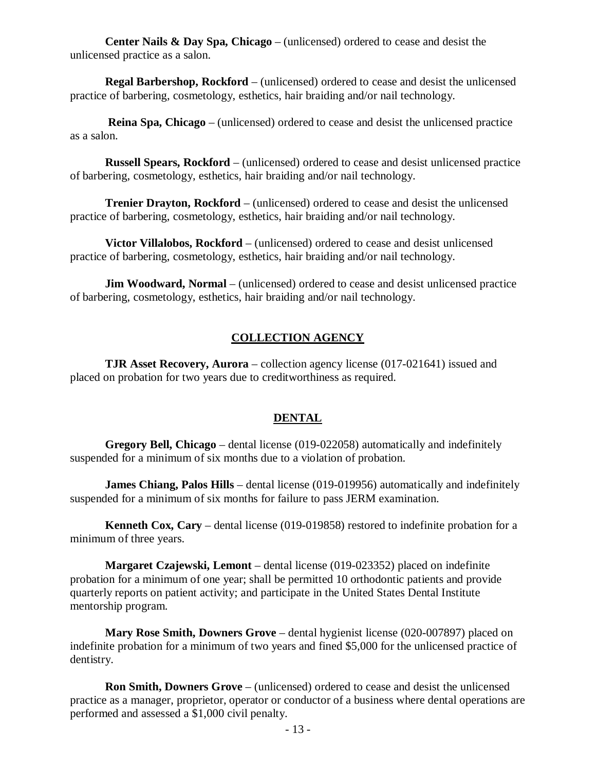**Center Nails & Day Spa, Chicago** – (unlicensed) ordered to cease and desist the unlicensed practice as a salon.

**Regal Barbershop, Rockford** – (unlicensed) ordered to cease and desist the unlicensed practice of barbering, cosmetology, esthetics, hair braiding and/or nail technology.

**Reina Spa, Chicago** – (unlicensed) ordered to cease and desist the unlicensed practice as a salon.

**Russell Spears, Rockford** – (unlicensed) ordered to cease and desist unlicensed practice of barbering, cosmetology, esthetics, hair braiding and/or nail technology.

**Trenier Drayton, Rockford** – (unlicensed) ordered to cease and desist the unlicensed practice of barbering, cosmetology, esthetics, hair braiding and/or nail technology.

**Victor Villalobos, Rockford** – (unlicensed) ordered to cease and desist unlicensed practice of barbering, cosmetology, esthetics, hair braiding and/or nail technology.

**Jim Woodward, Normal** – (unlicensed) ordered to cease and desist unlicensed practice of barbering, cosmetology, esthetics, hair braiding and/or nail technology.

## COLLECTION AGENCY

**TJR Asset Recovery, Aurora** – collection agency license (017-021641) issued and placed on probation for two years due to creditworthiness as required.

## DENTAL

**Gregory Bell, Chicago** – dental license (019-022058) automatically and indefinitely suspended for a minimum of six months due to a violation of probation.

**James Chiang, Palos Hills** – dental license (019-019956) automatically and indefinitely suspended for a minimum of six months for failure to pass JERM examination.

**Kenneth Cox, Cary** – dental license (019-019858) restored to indefinite probation for a minimum of three years.

**Margaret Czajewski, Lemont** – dental license (019-023352) placed on indefinite probation for a minimum of one year; shall be permitted 10 orthodontic patients and provide quarterly reports on patient activity; and participate in the United States Dental Institute mentorship program.

**Mary Rose Smith, Downers Grove** – dental hygienist license (020-007897) placed on indefinite probation for a minimum of two years and fined $5,000 for the unlicensed practice of dentistry.

**Ron Smith, Downers Grove** – (unlicensed) ordered to cease and desist the unlicensed practice as a manager, proprietor, operator or conductor of a business where dental operations are performed and assessed a $1,000 civil penalty.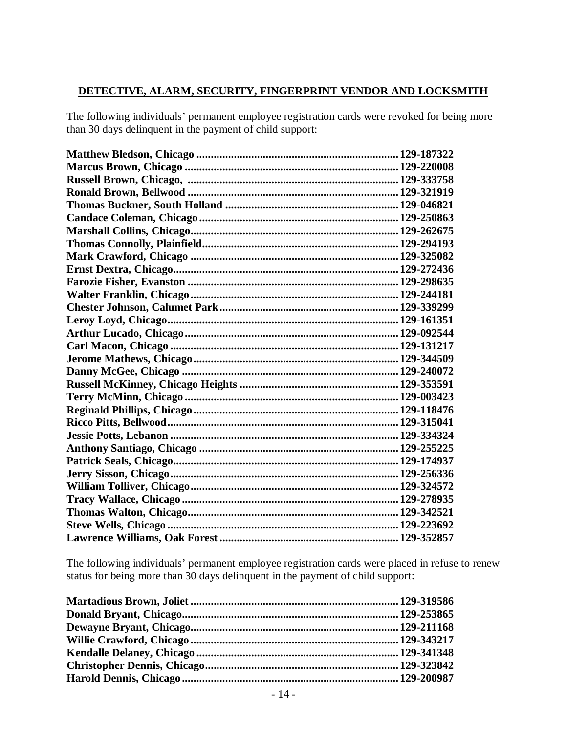## DETECTIVE, ALARM, SECURITY, FINGERPRINT VENDOR AND LOCKSMITH

The following individuals' permanent employee registration cards were revoked for being more than 30 days delinquent in the payment of child support:

**Matthew Bledson, Chicago ...................................................................... 129-187322**
**Marcus Brown, Chicago .......................................................................... 129-220008**
**Russell Brown, Chicago, ......................................................................... 129-333758**
**Ronald Brown, Bellwood ......................................................................... 129-321919**
**Thomas Buckner, South Holland ............................................................ 129-046821**
**Candace Coleman, Chicago ..................................................................... 129-250863**
**Marshall Collins, Chicago........................................................................ 129-262675**
**Thomas Connolly, Plainfield.................................................................... 129-294193**
**Mark Crawford, Chicago ......................................................................... 129-325082**
**Ernst Dextra, Chicago.............................................................................. 129-272436**
**Farozie Fisher, Evanston ......................................................................... 129-298635**
**Walter Franklin, Chicago ......................................................................... 129-244181**
**Chester Johnson, Calumet Park .............................................................. 129-339299**
**Leroy Loyd, Chicago................................................................................ 129-161351**
**Arthur Lucado, Chicago .......................................................................... 129-092544**
**Carl Macon, Chicago ............................................................................... 129-131217**
**Jerome Mathews, Chicago ....................................................................... 129-344509**
**Danny McGee, Chicago ........................................................................... 129-240072**
**Russell McKinney, Chicago Heights ....................................................... 129-353591**
**Terry McMinn, Chicago .......................................................................... 129-003423**
**Reginald Phillips, Chicago ....................................................................... 129-118476**
**Ricco Pitts, Bellwood ............................................................................... 129-315041**
**Jessie Potts, Lebanon ............................................................................... 129-334324**
**Anthony Santiago, Chicago ..................................................................... 129-255225**
**Patrick Seals, Chicago.............................................................................. 129-174937**
**Jerry Sisson, Chicago............................................................................... 129-256336**
**William Tolliver, Chicago........................................................................ 129-324572**
**Tracy Wallace, Chicago ........................................................................... 129-278935**
**Thomas Walton, Chicago.......................................................................... 129-342521**
**Steve Wells, Chicago ................................................................................ 129-223692**
**Lawrence Williams, Oak Forest .............................................................. 129-352857**

The following individuals' permanent employee registration cards were placed in refuse to renew status for being more than 30 days delinquent in the payment of child support:

**Martadious Brown, Joliet ........................................................................ 129-319586**
**Donald Bryant, Chicago........................................................................... 129-253865**
**Dewayne Bryant, Chicago........................................................................ 129-211168**
**Willie Crawford, Chicago ........................................................................ 129-343217**
**Kendalle Delaney, Chicago ...................................................................... 129-341348**
**Christopher Dennis, Chicago................................................................... 129-323842**
**Harold Dennis, Chicago ........................................................................... 129-200987**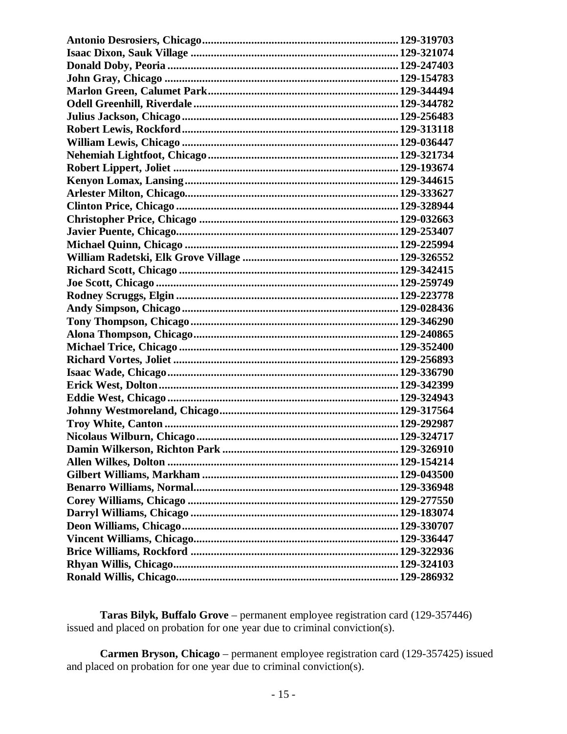**Antonio Desrosiers, Chicago** .......... **129-319703**
**Isaac Dixon, Sauk Village** .......... **129-321074**
**Donald Doby, Peoria** .......... **129-247403**
**John Gray, Chicago** .......... **129-154783**
**Marlon Green, Calumet Park** .......... **129-344494**
**Odell Greenhill, Riverdale** .......... **129-344782**
**Julius Jackson, Chicago** .......... **129-256483**
**Robert Lewis, Rockford** .......... **129-313118**
**William Lewis, Chicago** .......... **129-036447**
**Nehemiah Lightfoot, Chicago** .......... **129-321734**
**Robert Lippert, Joliet** .......... **129-193674**
**Kenyon Lomax, Lansing** .......... **129-344615**
**Arlester Milton, Chicago** .......... **129-333627**
**Clinton Price, Chicago** .......... **129-328944**
**Christopher Price, Chicago** .......... **129-032663**
**Javier Puente, Chicago** .......... **129-253407**
**Michael Quinn, Chicago** .......... **129-225994**
**William Radetski, Elk Grove Village** .......... **129-326552**
**Richard Scott, Chicago** .......... **129-342415**
**Joe Scott, Chicago** .......... **129-259749**
**Rodney Scruggs, Elgin** .......... **129-223778**
**Andy Simpson, Chicago** .......... **129-028436**
**Tony Thompson, Chicago** .......... **129-346290**
**Alona Thompson, Chicago** .......... **129-240865**
**Michael Trice, Chicago** .......... **129-352400**
**Richard Vortes, Joliet** .......... **129-256893**
**Isaac Wade, Chicago** .......... **129-336790**
**Erick West, Dolton** .......... **129-342399**
**Eddie West, Chicago** .......... **129-324943**
**Johnny Westmoreland, Chicago** .......... **129-317564**
**Troy White, Canton** .......... **129-292987**
**Nicolaus Wilburn, Chicago** .......... **129-324717**
**Damin Wilkerson, Richton Park** .......... **129-326910**
**Allen Wilkes, Dolton** .......... **129-154214**
**Gilbert Williams, Markham** .......... **129-043500**
**Benarro Williams, Normal** .......... **129-336948**
**Corey Williams, Chicago** .......... **129-277550**
**Darryl Williams, Chicago** .......... **129-183074**
**Deon Williams, Chicago** .......... **129-330707**
**Vincent Williams, Chicago** .......... **129-336447**
**Brice Williams, Rockford** .......... **129-322936**
**Rhyan Willis, Chicago** .......... **129-324103**
**Ronald Willis, Chicago** .......... **129-286932**

**Taras Bilyk, Buffalo Grove** – permanent employee registration card (129-357446) issued and placed on probation for one year due to criminal conviction(s).

**Carmen Bryson, Chicago** – permanent employee registration card (129-357425) issued and placed on probation for one year due to criminal conviction(s).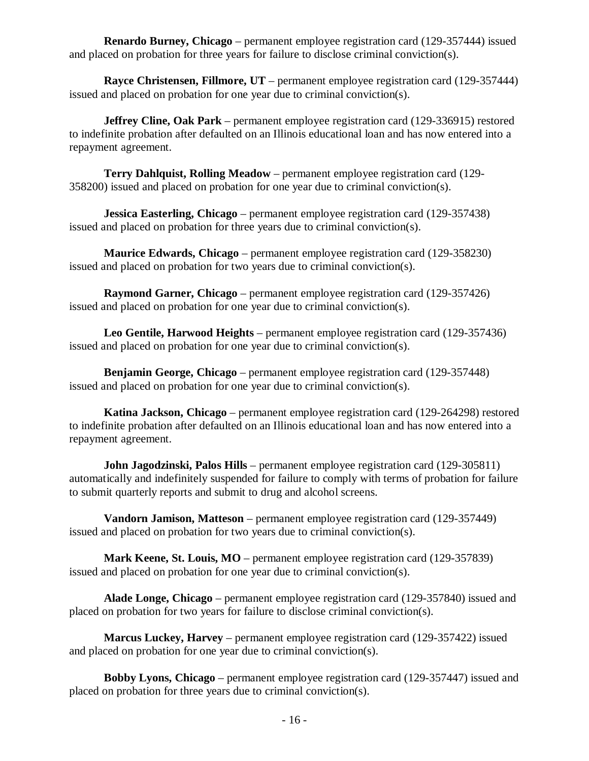**Renardo Burney, Chicago** – permanent employee registration card (129-357444) issued and placed on probation for three years for failure to disclose criminal conviction(s).

**Rayce Christensen, Fillmore, UT** – permanent employee registration card (129-357444) issued and placed on probation for one year due to criminal conviction(s).

**Jeffrey Cline, Oak Park** – permanent employee registration card (129-336915) restored to indefinite probation after defaulted on an Illinois educational loan and has now entered into a repayment agreement.

**Terry Dahlquist, Rolling Meadow** – permanent employee registration card (129-358200) issued and placed on probation for one year due to criminal conviction(s).

**Jessica Easterling, Chicago** – permanent employee registration card (129-357438) issued and placed on probation for three years due to criminal conviction(s).

**Maurice Edwards, Chicago** – permanent employee registration card (129-358230) issued and placed on probation for two years due to criminal conviction(s).

**Raymond Garner, Chicago** – permanent employee registration card (129-357426) issued and placed on probation for one year due to criminal conviction(s).

**Leo Gentile, Harwood Heights** – permanent employee registration card (129-357436) issued and placed on probation for one year due to criminal conviction(s).

**Benjamin George, Chicago** – permanent employee registration card (129-357448) issued and placed on probation for one year due to criminal conviction(s).

**Katina Jackson, Chicago** – permanent employee registration card (129-264298) restored to indefinite probation after defaulted on an Illinois educational loan and has now entered into a repayment agreement.

**John Jagodzinski, Palos Hills** – permanent employee registration card (129-305811) automatically and indefinitely suspended for failure to comply with terms of probation for failure to submit quarterly reports and submit to drug and alcohol screens.

**Vandorn Jamison, Matteson** – permanent employee registration card (129-357449) issued and placed on probation for two years due to criminal conviction(s).

**Mark Keene, St. Louis, MO** – permanent employee registration card (129-357839) issued and placed on probation for one year due to criminal conviction(s).

**Alade Longe, Chicago** – permanent employee registration card (129-357840) issued and placed on probation for two years for failure to disclose criminal conviction(s).

**Marcus Luckey, Harvey** – permanent employee registration card (129-357422) issued and placed on probation for one year due to criminal conviction(s).

**Bobby Lyons, Chicago** – permanent employee registration card (129-357447) issued and placed on probation for three years due to criminal conviction(s).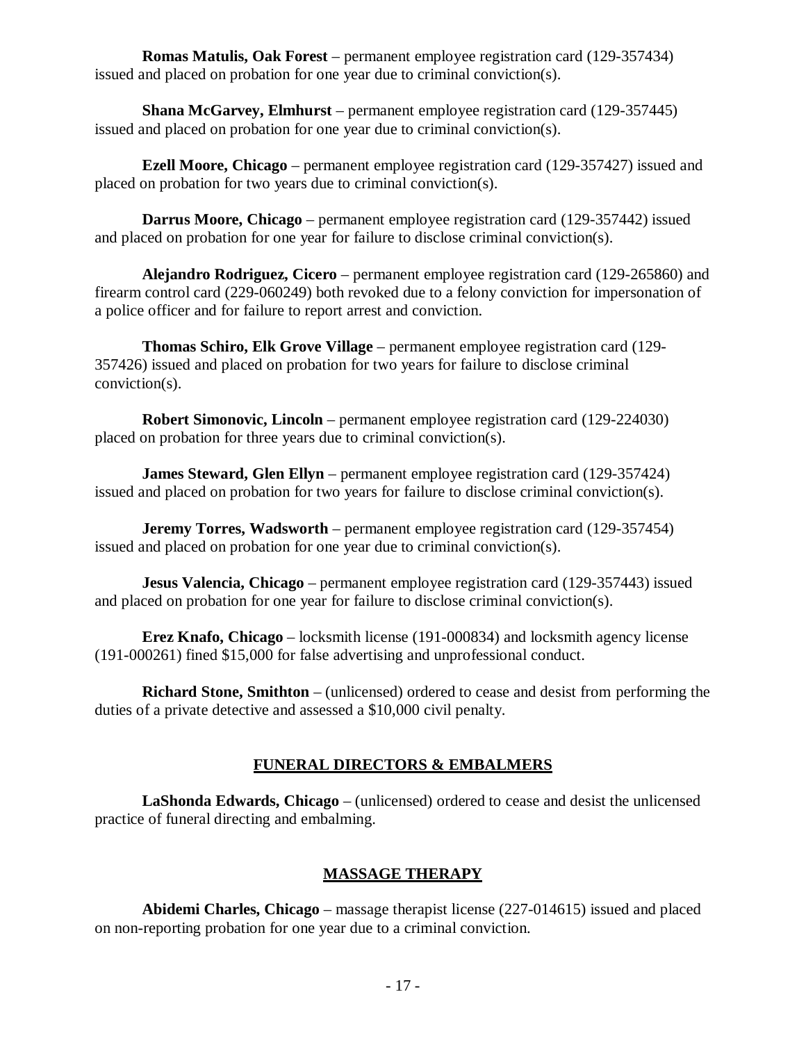**Romas Matulis, Oak Forest** – permanent employee registration card (129-357434) issued and placed on probation for one year due to criminal conviction(s).

**Shana McGarvey, Elmhurst** – permanent employee registration card (129-357445) issued and placed on probation for one year due to criminal conviction(s).

**Ezell Moore, Chicago** – permanent employee registration card (129-357427) issued and placed on probation for two years due to criminal conviction(s).

**Darrus Moore, Chicago** – permanent employee registration card (129-357442) issued and placed on probation for one year for failure to disclose criminal conviction(s).

**Alejandro Rodriguez, Cicero** – permanent employee registration card (129-265860) and firearm control card (229-060249) both revoked due to a felony conviction for impersonation of a police officer and for failure to report arrest and conviction.

**Thomas Schiro, Elk Grove Village** – permanent employee registration card (129-357426) issued and placed on probation for two years for failure to disclose criminal conviction(s).

**Robert Simonovic, Lincoln** – permanent employee registration card (129-224030) placed on probation for three years due to criminal conviction(s).

**James Steward, Glen Ellyn** – permanent employee registration card (129-357424) issued and placed on probation for two years for failure to disclose criminal conviction(s).

**Jeremy Torres, Wadsworth** – permanent employee registration card (129-357454) issued and placed on probation for one year due to criminal conviction(s).

**Jesus Valencia, Chicago** – permanent employee registration card (129-357443) issued and placed on probation for one year for failure to disclose criminal conviction(s).

**Erez Knafo, Chicago** – locksmith license (191-000834) and locksmith agency license (191-000261) fined $15,000 for false advertising and unprofessional conduct.

**Richard Stone, Smithton** – (unlicensed) ordered to cease and desist from performing the duties of a private detective and assessed a $10,000 civil penalty.

## FUNERAL DIRECTORS & EMBALMERS

**LaShonda Edwards, Chicago** – (unlicensed) ordered to cease and desist the unlicensed practice of funeral directing and embalming.

## MASSAGE THERAPY

**Abidemi Charles, Chicago** – massage therapist license (227-014615) issued and placed on non-reporting probation for one year due to a criminal conviction.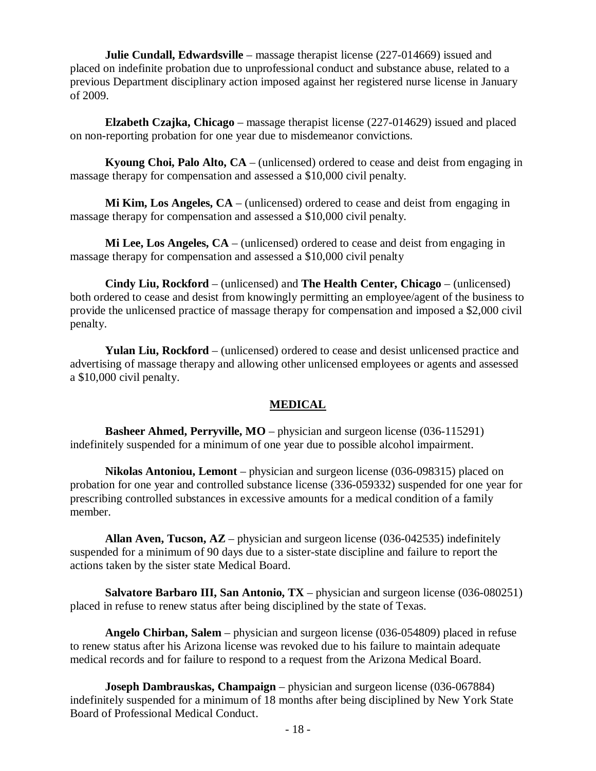**Julie Cundall, Edwardsville** – massage therapist license (227-014669) issued and placed on indefinite probation due to unprofessional conduct and substance abuse, related to a previous Department disciplinary action imposed against her registered nurse license in January of 2009.

**Elzabeth Czajka, Chicago** – massage therapist license (227-014629) issued and placed on non-reporting probation for one year due to misdemeanor convictions.

**Kyoung Choi, Palo Alto, CA** – (unlicensed) ordered to cease and deist from engaging in massage therapy for compensation and assessed a $10,000 civil penalty.

**Mi Kim, Los Angeles, CA** – (unlicensed) ordered to cease and deist from engaging in massage therapy for compensation and assessed a $10,000 civil penalty.

**Mi Lee, Los Angeles, CA** – (unlicensed) ordered to cease and deist from engaging in massage therapy for compensation and assessed a $10,000 civil penalty

**Cindy Liu, Rockford** – (unlicensed) and **The Health Center, Chicago** – (unlicensed) both ordered to cease and desist from knowingly permitting an employee/agent of the business to provide the unlicensed practice of massage therapy for compensation and imposed a $2,000 civil penalty.

**Yulan Liu, Rockford** – (unlicensed) ordered to cease and desist unlicensed practice and advertising of massage therapy and allowing other unlicensed employees or agents and assessed a $10,000 civil penalty.

## MEDICAL

**Basheer Ahmed, Perryville, MO** – physician and surgeon license (036-115291) indefinitely suspended for a minimum of one year due to possible alcohol impairment.

**Nikolas Antoniou, Lemont** – physician and surgeon license (036-098315) placed on probation for one year and controlled substance license (336-059332) suspended for one year for prescribing controlled substances in excessive amounts for a medical condition of a family member.

**Allan Aven, Tucson, AZ** – physician and surgeon license (036-042535) indefinitely suspended for a minimum of 90 days due to a sister-state discipline and failure to report the actions taken by the sister state Medical Board.

**Salvatore Barbaro III, San Antonio, TX** – physician and surgeon license (036-080251) placed in refuse to renew status after being disciplined by the state of Texas.

**Angelo Chirban, Salem** – physician and surgeon license (036-054809) placed in refuse to renew status after his Arizona license was revoked due to his failure to maintain adequate medical records and for failure to respond to a request from the Arizona Medical Board.

**Joseph Dambrauskas, Champaign** – physician and surgeon license (036-067884) indefinitely suspended for a minimum of 18 months after being disciplined by New York State Board of Professional Medical Conduct.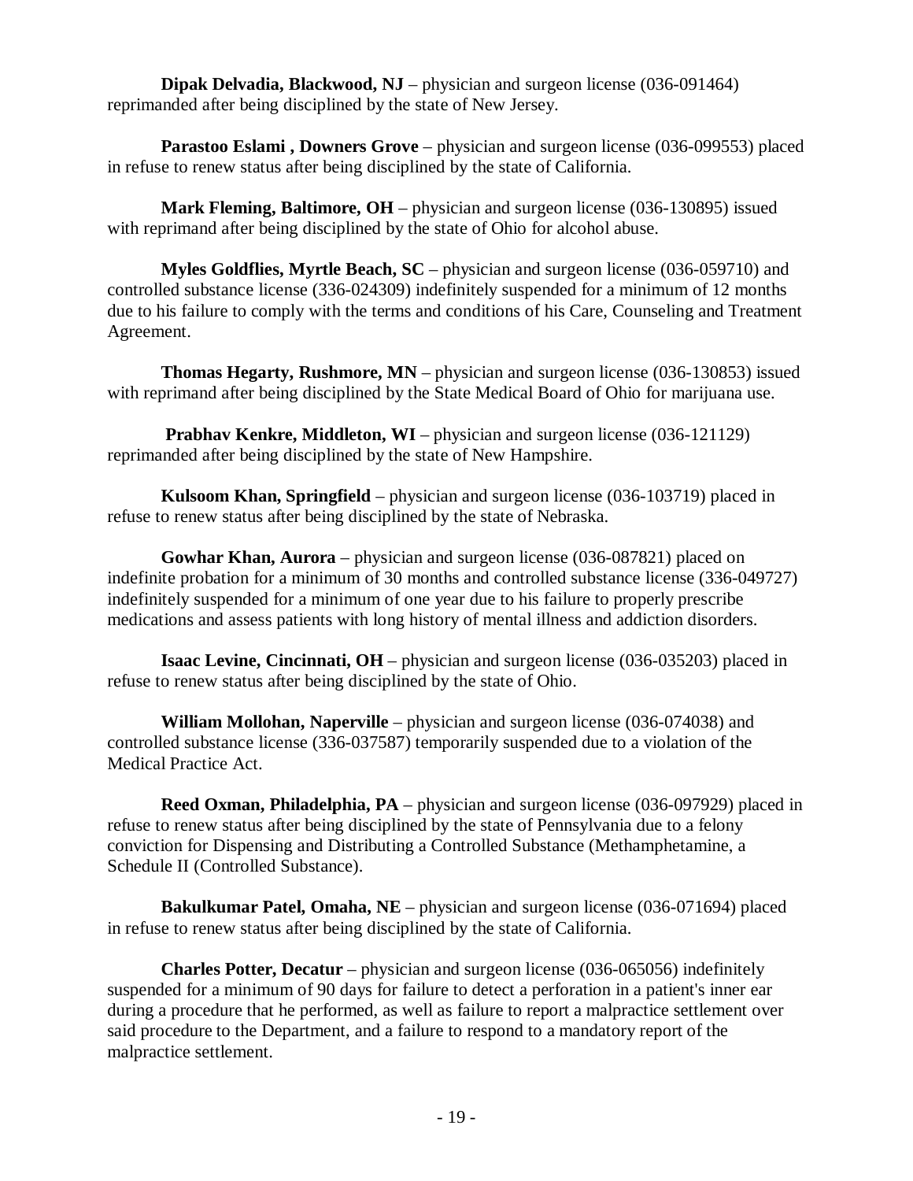**Dipak Delvadia, Blackwood, NJ** – physician and surgeon license (036-091464) reprimanded after being disciplined by the state of New Jersey.

**Parastoo Eslami , Downers Grove** – physician and surgeon license (036-099553) placed in refuse to renew status after being disciplined by the state of California.

**Mark Fleming, Baltimore, OH** – physician and surgeon license (036-130895) issued with reprimand after being disciplined by the state of Ohio for alcohol abuse.

**Myles Goldflies, Myrtle Beach, SC** – physician and surgeon license (036-059710) and controlled substance license (336-024309) indefinitely suspended for a minimum of 12 months due to his failure to comply with the terms and conditions of his Care, Counseling and Treatment Agreement.

**Thomas Hegarty, Rushmore, MN** – physician and surgeon license (036-130853) issued with reprimand after being disciplined by the State Medical Board of Ohio for marijuana use.

**Prabhav Kenkre, Middleton, WI** – physician and surgeon license (036-121129) reprimanded after being disciplined by the state of New Hampshire.

**Kulsoom Khan, Springfield** – physician and surgeon license (036-103719) placed in refuse to renew status after being disciplined by the state of Nebraska.

**Gowhar Khan, Aurora** – physician and surgeon license (036-087821) placed on indefinite probation for a minimum of 30 months and controlled substance license (336-049727) indefinitely suspended for a minimum of one year due to his failure to properly prescribe medications and assess patients with long history of mental illness and addiction disorders.

**Isaac Levine, Cincinnati, OH** – physician and surgeon license (036-035203) placed in refuse to renew status after being disciplined by the state of Ohio.

**William Mollohan, Naperville** – physician and surgeon license (036-074038) and controlled substance license (336-037587) temporarily suspended due to a violation of the Medical Practice Act.

**Reed Oxman, Philadelphia, PA** – physician and surgeon license (036-097929) placed in refuse to renew status after being disciplined by the state of Pennsylvania due to a felony conviction for Dispensing and Distributing a Controlled Substance (Methamphetamine, a Schedule II (Controlled Substance).

**Bakulkumar Patel, Omaha, NE** – physician and surgeon license (036-071694) placed in refuse to renew status after being disciplined by the state of California.

**Charles Potter, Decatur** – physician and surgeon license (036-065056) indefinitely suspended for a minimum of 90 days for failure to detect a perforation in a patient's inner ear during a procedure that he performed, as well as failure to report a malpractice settlement over said procedure to the Department, and a failure to respond to a mandatory report of the malpractice settlement.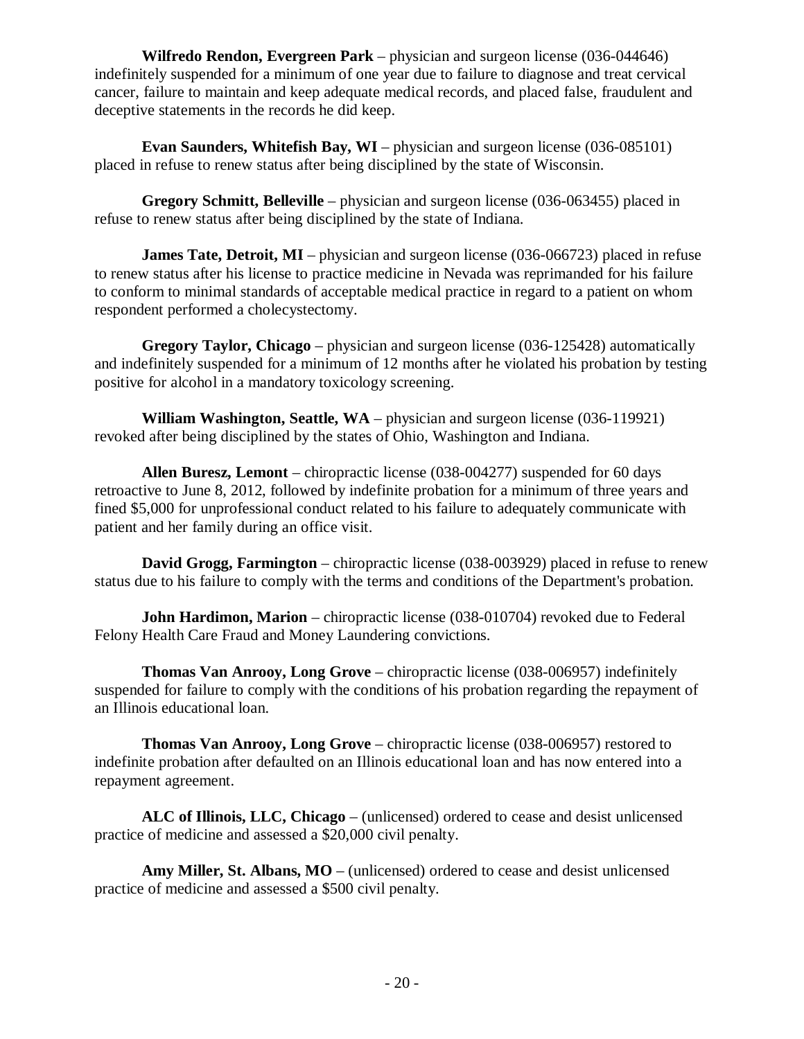**Wilfredo Rendon, Evergreen Park** – physician and surgeon license (036-044646) indefinitely suspended for a minimum of one year due to failure to diagnose and treat cervical cancer, failure to maintain and keep adequate medical records, and placed false, fraudulent and deceptive statements in the records he did keep.

**Evan Saunders, Whitefish Bay, WI** – physician and surgeon license (036-085101) placed in refuse to renew status after being disciplined by the state of Wisconsin.

**Gregory Schmitt, Belleville** – physician and surgeon license (036-063455) placed in refuse to renew status after being disciplined by the state of Indiana.

**James Tate, Detroit, MI** – physician and surgeon license (036-066723) placed in refuse to renew status after his license to practice medicine in Nevada was reprimanded for his failure to conform to minimal standards of acceptable medical practice in regard to a patient on whom respondent performed a cholecystectomy.

**Gregory Taylor, Chicago** – physician and surgeon license (036-125428) automatically and indefinitely suspended for a minimum of 12 months after he violated his probation by testing positive for alcohol in a mandatory toxicology screening.

**William Washington, Seattle, WA** – physician and surgeon license (036-119921) revoked after being disciplined by the states of Ohio, Washington and Indiana.

**Allen Buresz, Lemont** – chiropractic license (038-004277) suspended for 60 days retroactive to June 8, 2012, followed by indefinite probation for a minimum of three years and fined $5,000 for unprofessional conduct related to his failure to adequately communicate with patient and her family during an office visit.

**David Grogg, Farmington** – chiropractic license (038-003929) placed in refuse to renew status due to his failure to comply with the terms and conditions of the Department's probation.

**John Hardimon, Marion** – chiropractic license (038-010704) revoked due to Federal Felony Health Care Fraud and Money Laundering convictions.

**Thomas Van Anrooy, Long Grove** – chiropractic license (038-006957) indefinitely suspended for failure to comply with the conditions of his probation regarding the repayment of an Illinois educational loan.

**Thomas Van Anrooy, Long Grove** – chiropractic license (038-006957) restored to indefinite probation after defaulted on an Illinois educational loan and has now entered into a repayment agreement.

**ALC of Illinois, LLC, Chicago** – (unlicensed) ordered to cease and desist unlicensed practice of medicine and assessed a $20,000 civil penalty.

**Amy Miller, St. Albans, MO** – (unlicensed) ordered to cease and desist unlicensed practice of medicine and assessed a $500 civil penalty.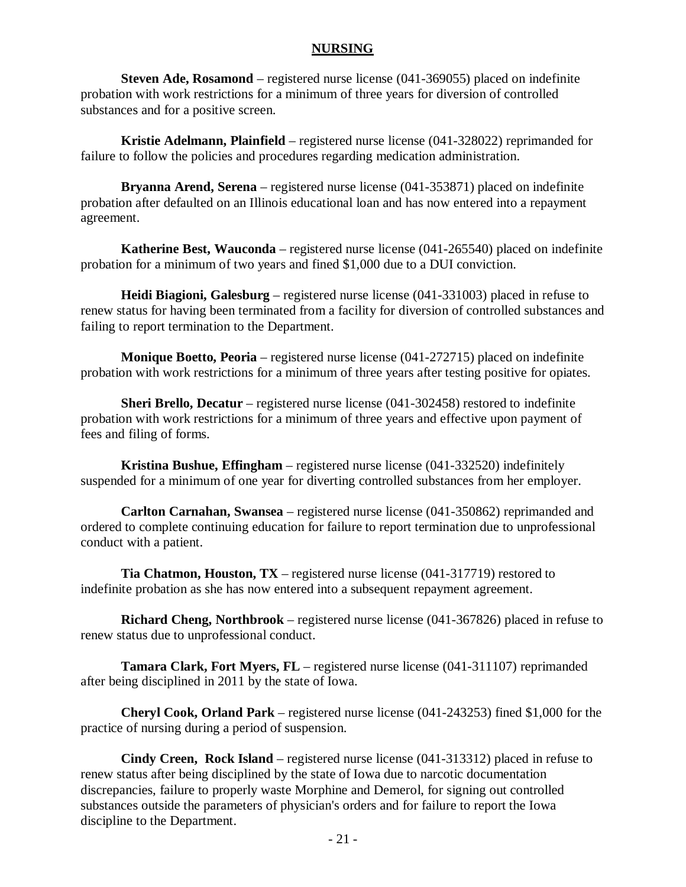## NURSING

**Steven Ade, Rosamond** – registered nurse license (041-369055) placed on indefinite probation with work restrictions for a minimum of three years for diversion of controlled substances and for a positive screen.

**Kristie Adelmann, Plainfield** – registered nurse license (041-328022) reprimanded for failure to follow the policies and procedures regarding medication administration.

**Bryanna Arend, Serena** – registered nurse license (041-353871) placed on indefinite probation after defaulted on an Illinois educational loan and has now entered into a repayment agreement.

**Katherine Best, Wauconda** – registered nurse license (041-265540) placed on indefinite probation for a minimum of two years and fined $1,000 due to a DUI conviction.

**Heidi Biagioni, Galesburg** – registered nurse license (041-331003) placed in refuse to renew status for having been terminated from a facility for diversion of controlled substances and failing to report termination to the Department.

**Monique Boetto, Peoria** – registered nurse license (041-272715) placed on indefinite probation with work restrictions for a minimum of three years after testing positive for opiates.

**Sheri Brello, Decatur** – registered nurse license (041-302458) restored to indefinite probation with work restrictions for a minimum of three years and effective upon payment of fees and filing of forms.

**Kristina Bushue, Effingham** – registered nurse license (041-332520) indefinitely suspended for a minimum of one year for diverting controlled substances from her employer.

**Carlton Carnahan, Swansea** – registered nurse license (041-350862) reprimanded and ordered to complete continuing education for failure to report termination due to unprofessional conduct with a patient.

**Tia Chatmon, Houston, TX** – registered nurse license (041-317719) restored to indefinite probation as she has now entered into a subsequent repayment agreement.

**Richard Cheng, Northbrook** – registered nurse license (041-367826) placed in refuse to renew status due to unprofessional conduct.

**Tamara Clark, Fort Myers, FL** – registered nurse license (041-311107) reprimanded after being disciplined in 2011 by the state of Iowa.

**Cheryl Cook, Orland Park** – registered nurse license (041-243253) fined $1,000 for the practice of nursing during a period of suspension.

**Cindy Creen, Rock Island** – registered nurse license (041-313312) placed in refuse to renew status after being disciplined by the state of Iowa due to narcotic documentation discrepancies, failure to properly waste Morphine and Demerol, for signing out controlled substances outside the parameters of physician's orders and for failure to report the Iowa discipline to the Department.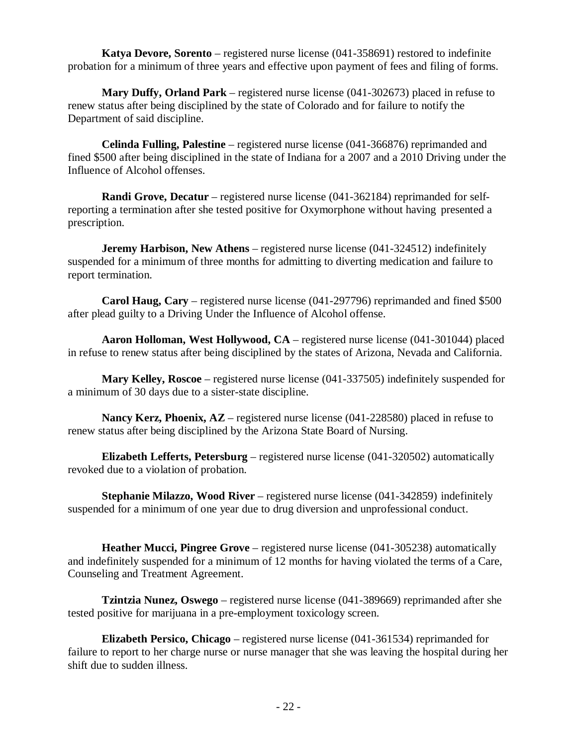**Katya Devore, Sorento** – registered nurse license (041-358691) restored to indefinite probation for a minimum of three years and effective upon payment of fees and filing of forms.

**Mary Duffy, Orland Park** – registered nurse license (041-302673) placed in refuse to renew status after being disciplined by the state of Colorado and for failure to notify the Department of said discipline.

**Celinda Fulling, Palestine** – registered nurse license (041-366876) reprimanded and fined $500 after being disciplined in the state of Indiana for a 2007 and a 2010 Driving under the Influence of Alcohol offenses.

**Randi Grove, Decatur** – registered nurse license (041-362184) reprimanded for self-reporting a termination after she tested positive for Oxymorphone without having presented a prescription.

**Jeremy Harbison, New Athens** – registered nurse license (041-324512) indefinitely suspended for a minimum of three months for admitting to diverting medication and failure to report termination.

**Carol Haug, Cary** – registered nurse license (041-297796) reprimanded and fined $500 after plead guilty to a Driving Under the Influence of Alcohol offense.

**Aaron Holloman, West Hollywood, CA** – registered nurse license (041-301044) placed in refuse to renew status after being disciplined by the states of Arizona, Nevada and California.

**Mary Kelley, Roscoe** – registered nurse license (041-337505) indefinitely suspended for a minimum of 30 days due to a sister-state discipline.

**Nancy Kerz, Phoenix, AZ** – registered nurse license (041-228580) placed in refuse to renew status after being disciplined by the Arizona State Board of Nursing.

**Elizabeth Lefferts, Petersburg** – registered nurse license (041-320502) automatically revoked due to a violation of probation.

**Stephanie Milazzo, Wood River** – registered nurse license (041-342859) indefinitely suspended for a minimum of one year due to drug diversion and unprofessional conduct.

**Heather Mucci, Pingree Grove** – registered nurse license (041-305238) automatically and indefinitely suspended for a minimum of 12 months for having violated the terms of a Care, Counseling and Treatment Agreement.

**Tzintzia Nunez, Oswego** – registered nurse license (041-389669) reprimanded after she tested positive for marijuana in a pre-employment toxicology screen.

**Elizabeth Persico, Chicago** – registered nurse license (041-361534) reprimanded for failure to report to her charge nurse or nurse manager that she was leaving the hospital during her shift due to sudden illness.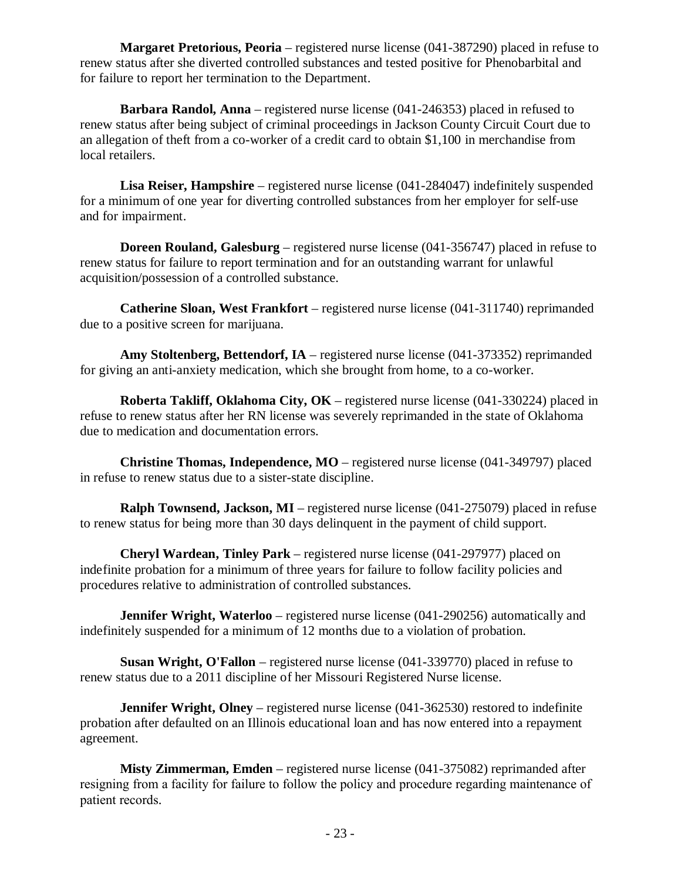**Margaret Pretorious, Peoria** – registered nurse license (041-387290) placed in refuse to renew status after she diverted controlled substances and tested positive for Phenobarbital and for failure to report her termination to the Department.

**Barbara Randol, Anna** – registered nurse license (041-246353) placed in refused to renew status after being subject of criminal proceedings in Jackson County Circuit Court due to an allegation of theft from a co-worker of a credit card to obtain $1,100 in merchandise from local retailers.

**Lisa Reiser, Hampshire** – registered nurse license (041-284047) indefinitely suspended for a minimum of one year for diverting controlled substances from her employer for self-use and for impairment.

**Doreen Rouland, Galesburg** – registered nurse license (041-356747) placed in refuse to renew status for failure to report termination and for an outstanding warrant for unlawful acquisition/possession of a controlled substance.

**Catherine Sloan, West Frankfort** – registered nurse license (041-311740) reprimanded due to a positive screen for marijuana.

**Amy Stoltenberg, Bettendorf, IA** – registered nurse license (041-373352) reprimanded for giving an anti-anxiety medication, which she brought from home, to a co-worker.

**Roberta Takliff, Oklahoma City, OK** – registered nurse license (041-330224) placed in refuse to renew status after her RN license was severely reprimanded in the state of Oklahoma due to medication and documentation errors.

**Christine Thomas, Independence, MO** – registered nurse license (041-349797) placed in refuse to renew status due to a sister-state discipline.

**Ralph Townsend, Jackson, MI** – registered nurse license (041-275079) placed in refuse to renew status for being more than 30 days delinquent in the payment of child support.

**Cheryl Wardean, Tinley Park** – registered nurse license (041-297977) placed on indefinite probation for a minimum of three years for failure to follow facility policies and procedures relative to administration of controlled substances.

**Jennifer Wright, Waterloo** – registered nurse license (041-290256) automatically and indefinitely suspended for a minimum of 12 months due to a violation of probation.

**Susan Wright, O'Fallon** – registered nurse license (041-339770) placed in refuse to renew status due to a 2011 discipline of her Missouri Registered Nurse license.

**Jennifer Wright, Olney** – registered nurse license (041-362530) restored to indefinite probation after defaulted on an Illinois educational loan and has now entered into a repayment agreement.

**Misty Zimmerman, Emden** – registered nurse license (041-375082) reprimanded after resigning from a facility for failure to follow the policy and procedure regarding maintenance of patient records.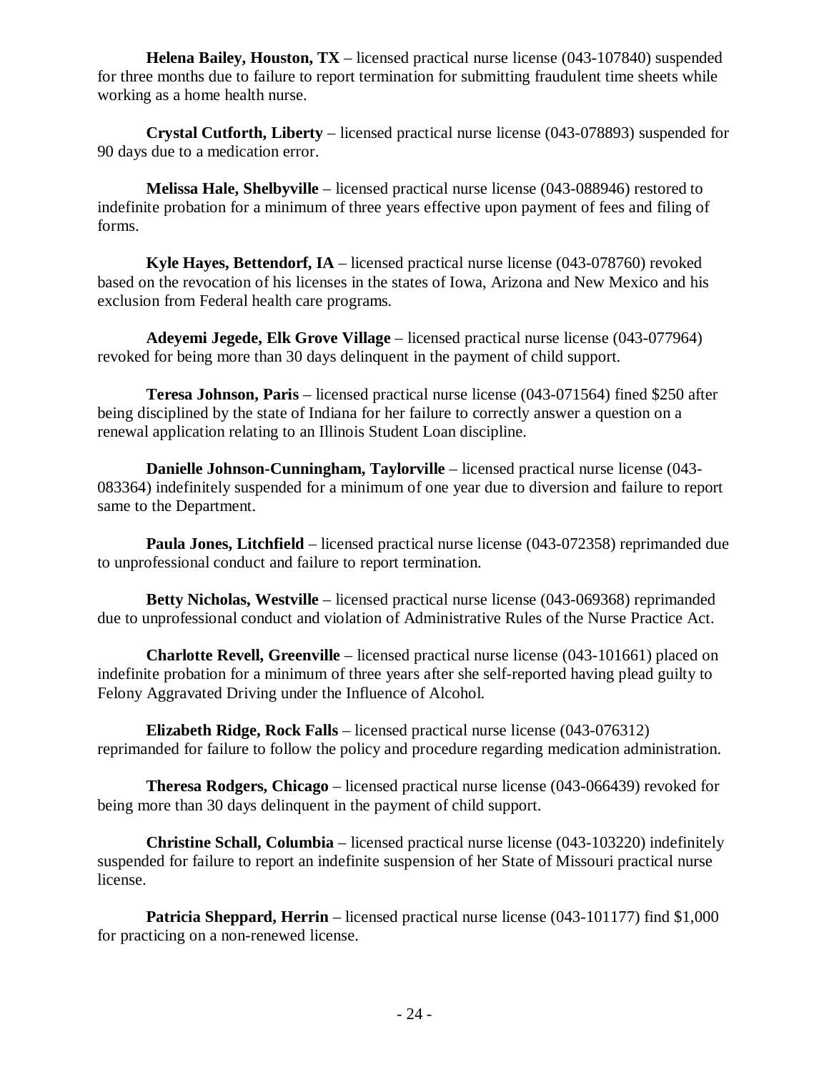**Helena Bailey, Houston, TX** – licensed practical nurse license (043-107840) suspended for three months due to failure to report termination for submitting fraudulent time sheets while working as a home health nurse.

**Crystal Cutforth, Liberty** – licensed practical nurse license (043-078893) suspended for 90 days due to a medication error.

**Melissa Hale, Shelbyville** – licensed practical nurse license (043-088946) restored to indefinite probation for a minimum of three years effective upon payment of fees and filing of forms.

**Kyle Hayes, Bettendorf, IA** – licensed practical nurse license (043-078760) revoked based on the revocation of his licenses in the states of Iowa, Arizona and New Mexico and his exclusion from Federal health care programs.

**Adeyemi Jegede, Elk Grove Village** – licensed practical nurse license (043-077964) revoked for being more than 30 days delinquent in the payment of child support.

**Teresa Johnson, Paris** – licensed practical nurse license (043-071564) fined $250 after being disciplined by the state of Indiana for her failure to correctly answer a question on a renewal application relating to an Illinois Student Loan discipline.

**Danielle Johnson-Cunningham, Taylorville** – licensed practical nurse license (043-083364) indefinitely suspended for a minimum of one year due to diversion and failure to report same to the Department.

**Paula Jones, Litchfield** – licensed practical nurse license (043-072358) reprimanded due to unprofessional conduct and failure to report termination.

**Betty Nicholas, Westville** – licensed practical nurse license (043-069368) reprimanded due to unprofessional conduct and violation of Administrative Rules of the Nurse Practice Act.

**Charlotte Revell, Greenville** – licensed practical nurse license (043-101661) placed on indefinite probation for a minimum of three years after she self-reported having plead guilty to Felony Aggravated Driving under the Influence of Alcohol.

**Elizabeth Ridge, Rock Falls** – licensed practical nurse license (043-076312) reprimanded for failure to follow the policy and procedure regarding medication administration.

**Theresa Rodgers, Chicago** – licensed practical nurse license (043-066439) revoked for being more than 30 days delinquent in the payment of child support.

**Christine Schall, Columbia** – licensed practical nurse license (043-103220) indefinitely suspended for failure to report an indefinite suspension of her State of Missouri practical nurse license.

**Patricia Sheppard, Herrin** – licensed practical nurse license (043-101177) find $1,000 for practicing on a non-renewed license.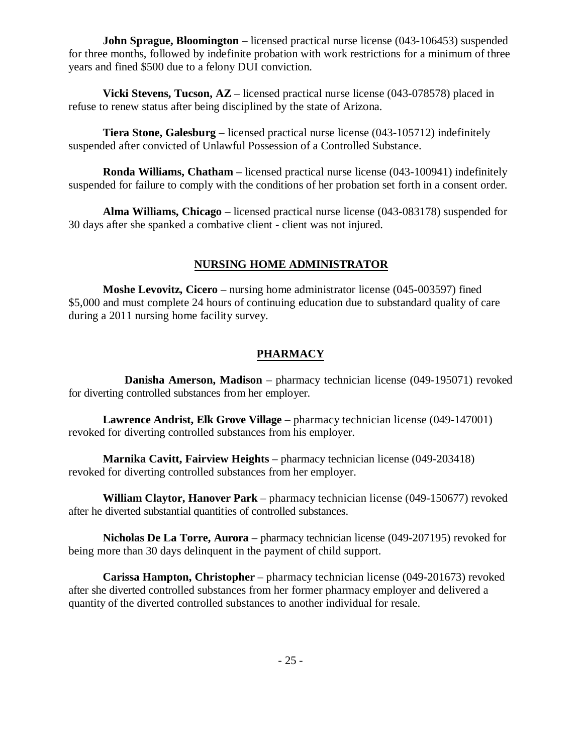**John Sprague, Bloomington** – licensed practical nurse license (043-106453) suspended for three months, followed by indefinite probation with work restrictions for a minimum of three years and fined $500 due to a felony DUI conviction.

**Vicki Stevens, Tucson, AZ** – licensed practical nurse license (043-078578) placed in refuse to renew status after being disciplined by the state of Arizona.

**Tiera Stone, Galesburg** – licensed practical nurse license (043-105712) indefinitely suspended after convicted of Unlawful Possession of a Controlled Substance.

**Ronda Williams, Chatham** – licensed practical nurse license (043-100941) indefinitely suspended for failure to comply with the conditions of her probation set forth in a consent order.

**Alma Williams, Chicago** – licensed practical nurse license (043-083178) suspended for 30 days after she spanked a combative client - client was not injured.

## NURSING HOME ADMINISTRATOR

**Moshe Levovitz, Cicero** – nursing home administrator license (045-003597) fined $5,000 and must complete 24 hours of continuing education due to substandard quality of care during a 2011 nursing home facility survey.

## PHARMACY

**Danisha Amerson, Madison** – pharmacy technician license (049-195071) revoked for diverting controlled substances from her employer.

**Lawrence Andrist, Elk Grove Village** – pharmacy technician license (049-147001) revoked for diverting controlled substances from his employer.

**Marnika Cavitt, Fairview Heights** – pharmacy technician license (049-203418) revoked for diverting controlled substances from her employer.

**William Claytor, Hanover Park** – pharmacy technician license (049-150677) revoked after he diverted substantial quantities of controlled substances.

**Nicholas De La Torre, Aurora** – pharmacy technician license (049-207195) revoked for being more than 30 days delinquent in the payment of child support.

**Carissa Hampton, Christopher** – pharmacy technician license (049-201673) revoked after she diverted controlled substances from her former pharmacy employer and delivered a quantity of the diverted controlled substances to another individual for resale.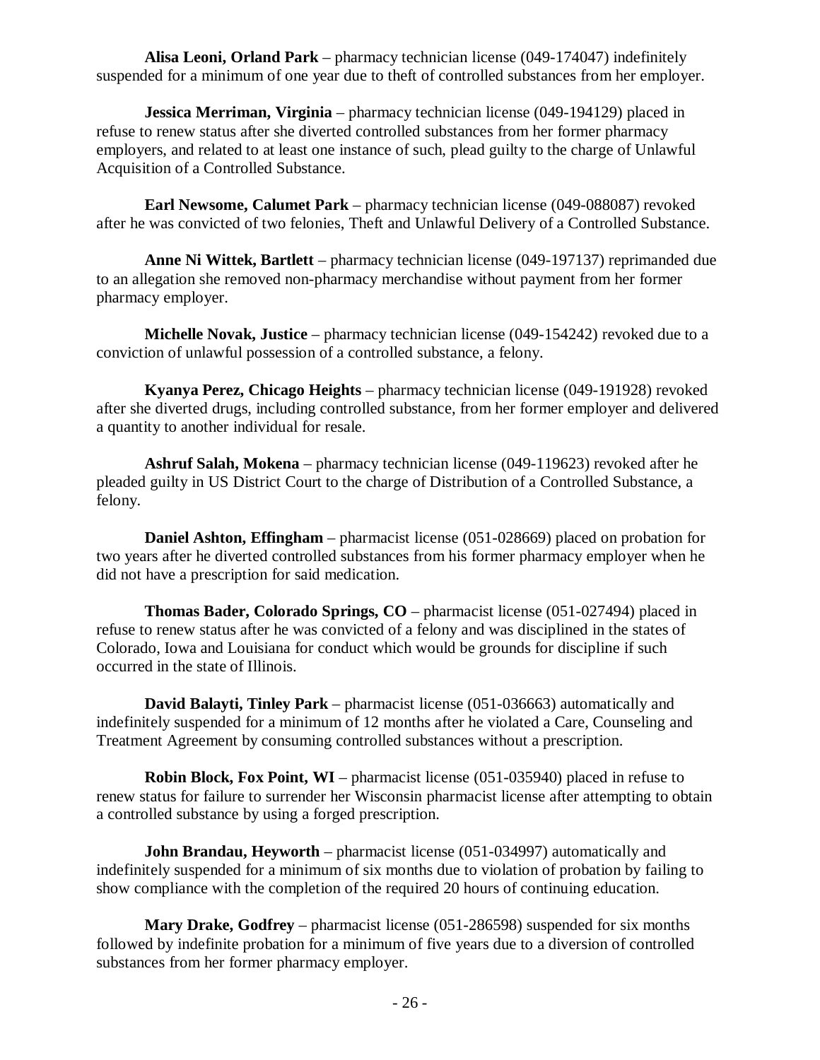**Alisa Leoni, Orland Park** – pharmacy technician license (049-174047) indefinitely suspended for a minimum of one year due to theft of controlled substances from her employer.

**Jessica Merriman, Virginia** – pharmacy technician license (049-194129) placed in refuse to renew status after she diverted controlled substances from her former pharmacy employers, and related to at least one instance of such, plead guilty to the charge of Unlawful Acquisition of a Controlled Substance.

**Earl Newsome, Calumet Park** – pharmacy technician license (049-088087) revoked after he was convicted of two felonies, Theft and Unlawful Delivery of a Controlled Substance.

**Anne Ni Wittek, Bartlett** – pharmacy technician license (049-197137) reprimanded due to an allegation she removed non-pharmacy merchandise without payment from her former pharmacy employer.

**Michelle Novak, Justice** – pharmacy technician license (049-154242) revoked due to a conviction of unlawful possession of a controlled substance, a felony.

**Kyanya Perez, Chicago Heights** – pharmacy technician license (049-191928) revoked after she diverted drugs, including controlled substance, from her former employer and delivered a quantity to another individual for resale.

**Ashruf Salah, Mokena** – pharmacy technician license (049-119623) revoked after he pleaded guilty in US District Court to the charge of Distribution of a Controlled Substance, a felony.

**Daniel Ashton, Effingham** – pharmacist license (051-028669) placed on probation for two years after he diverted controlled substances from his former pharmacy employer when he did not have a prescription for said medication.

**Thomas Bader, Colorado Springs, CO** – pharmacist license (051-027494) placed in refuse to renew status after he was convicted of a felony and was disciplined in the states of Colorado, Iowa and Louisiana for conduct which would be grounds for discipline if such occurred in the state of Illinois.

**David Balayti, Tinley Park** – pharmacist license (051-036663) automatically and indefinitely suspended for a minimum of 12 months after he violated a Care, Counseling and Treatment Agreement by consuming controlled substances without a prescription.

**Robin Block, Fox Point, WI** – pharmacist license (051-035940) placed in refuse to renew status for failure to surrender her Wisconsin pharmacist license after attempting to obtain a controlled substance by using a forged prescription.

**John Brandau, Heyworth** – pharmacist license (051-034997) automatically and indefinitely suspended for a minimum of six months due to violation of probation by failing to show compliance with the completion of the required 20 hours of continuing education.

**Mary Drake, Godfrey** – pharmacist license (051-286598) suspended for six months followed by indefinite probation for a minimum of five years due to a diversion of controlled substances from her former pharmacy employer.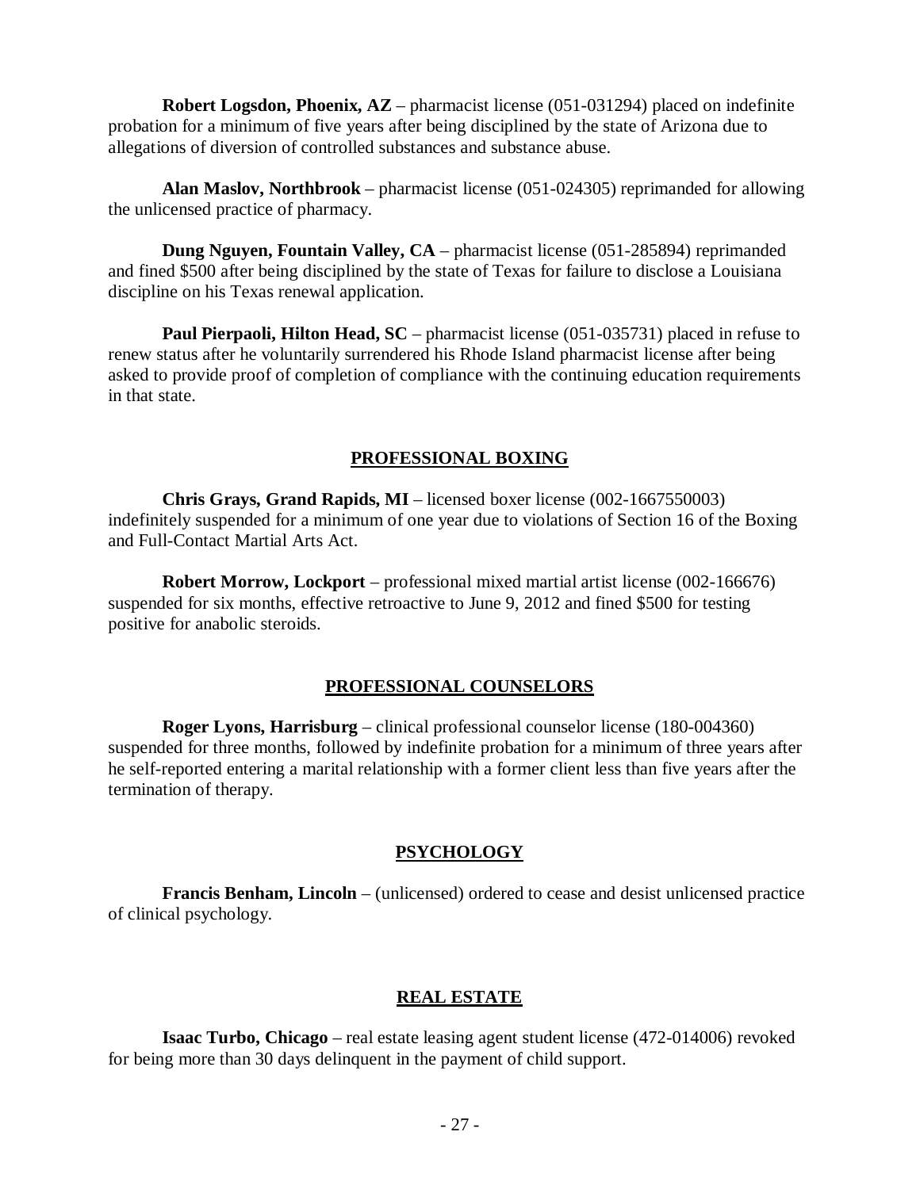**Robert Logsdon, Phoenix, AZ** – pharmacist license (051-031294) placed on indefinite probation for a minimum of five years after being disciplined by the state of Arizona due to allegations of diversion of controlled substances and substance abuse.

**Alan Maslov, Northbrook** – pharmacist license (051-024305) reprimanded for allowing the unlicensed practice of pharmacy.

**Dung Nguyen, Fountain Valley, CA** – pharmacist license (051-285894) reprimanded and fined $500 after being disciplined by the state of Texas for failure to disclose a Louisiana discipline on his Texas renewal application.

**Paul Pierpaoli, Hilton Head, SC** – pharmacist license (051-035731) placed in refuse to renew status after he voluntarily surrendered his Rhode Island pharmacist license after being asked to provide proof of completion of compliance with the continuing education requirements in that state.

## PROFESSIONAL BOXING

**Chris Grays, Grand Rapids, MI** – licensed boxer license (002-1667550003) indefinitely suspended for a minimum of one year due to violations of Section 16 of the Boxing and Full-Contact Martial Arts Act.

**Robert Morrow, Lockport** – professional mixed martial artist license (002-166676) suspended for six months, effective retroactive to June 9, 2012 and fined $500 for testing positive for anabolic steroids.

## PROFESSIONAL COUNSELORS

**Roger Lyons, Harrisburg** – clinical professional counselor license (180-004360) suspended for three months, followed by indefinite probation for a minimum of three years after he self-reported entering a marital relationship with a former client less than five years after the termination of therapy.

## PSYCHOLOGY

**Francis Benham, Lincoln** – (unlicensed) ordered to cease and desist unlicensed practice of clinical psychology.

## REAL ESTATE

**Isaac Turbo, Chicago** – real estate leasing agent student license (472-014006) revoked for being more than 30 days delinquent in the payment of child support.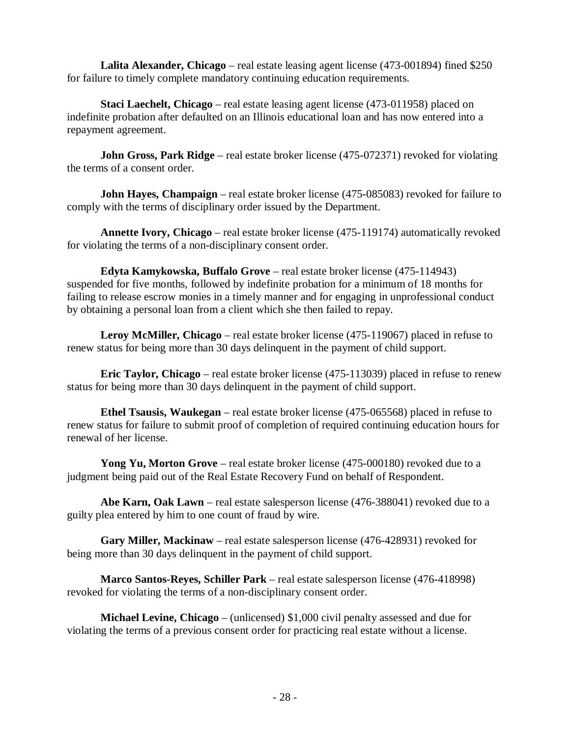**Lalita Alexander, Chicago** – real estate leasing agent license (473-001894) fined $250 for failure to timely complete mandatory continuing education requirements.

**Staci Laechelt, Chicago** – real estate leasing agent license (473-011958) placed on indefinite probation after defaulted on an Illinois educational loan and has now entered into a repayment agreement.

**John Gross, Park Ridge** – real estate broker license (475-072371) revoked for violating the terms of a consent order.

**John Hayes, Champaign** – real estate broker license (475-085083) revoked for failure to comply with the terms of disciplinary order issued by the Department.

**Annette Ivory, Chicago** – real estate broker license (475-119174) automatically revoked for violating the terms of a non-disciplinary consent order.

**Edyta Kamykowska, Buffalo Grove** – real estate broker license (475-114943) suspended for five months, followed by indefinite probation for a minimum of 18 months for failing to release escrow monies in a timely manner and for engaging in unprofessional conduct by obtaining a personal loan from a client which she then failed to repay.

**Leroy McMiller, Chicago** – real estate broker license (475-119067) placed in refuse to renew status for being more than 30 days delinquent in the payment of child support.

**Eric Taylor, Chicago** – real estate broker license (475-113039) placed in refuse to renew status for being more than 30 days delinquent in the payment of child support.

**Ethel Tsausis, Waukegan** – real estate broker license (475-065568) placed in refuse to renew status for failure to submit proof of completion of required continuing education hours for renewal of her license.

**Yong Yu, Morton Grove** – real estate broker license (475-000180) revoked due to a judgment being paid out of the Real Estate Recovery Fund on behalf of Respondent.

**Abe Karn, Oak Lawn** – real estate salesperson license (476-388041) revoked due to a guilty plea entered by him to one count of fraud by wire.

**Gary Miller, Mackinaw** – real estate salesperson license (476-428931) revoked for being more than 30 days delinquent in the payment of child support.

**Marco Santos-Reyes, Schiller Park** – real estate salesperson license (476-418998) revoked for violating the terms of a non-disciplinary consent order.

**Michael Levine, Chicago** – (unlicensed) $1,000 civil penalty assessed and due for violating the terms of a previous consent order for practicing real estate without a license.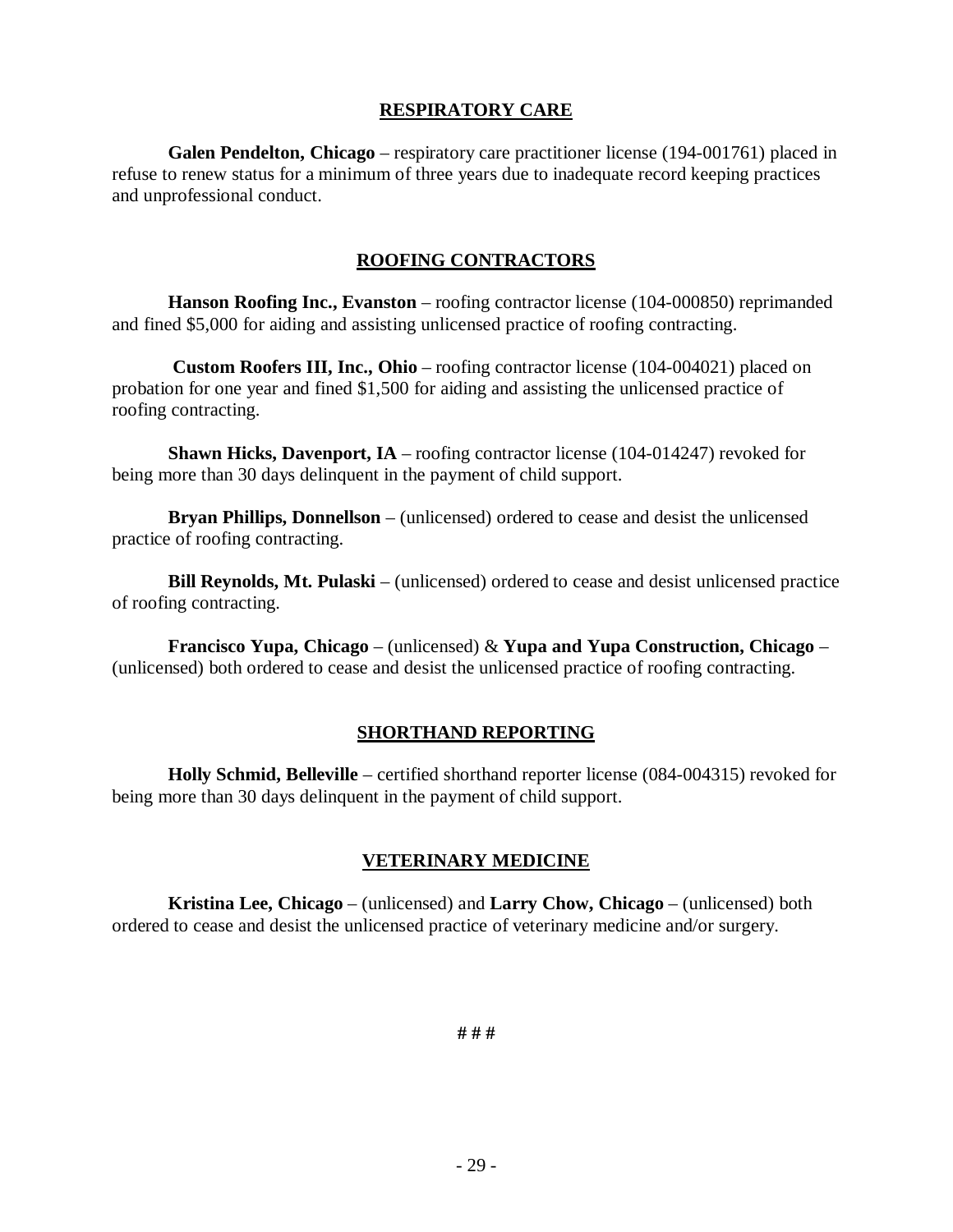## RESPIRATORY CARE

**Galen Pendelton, Chicago** – respiratory care practitioner license (194-001761) placed in refuse to renew status for a minimum of three years due to inadequate record keeping practices and unprofessional conduct.

## ROOFING CONTRACTORS

**Hanson Roofing Inc., Evanston** – roofing contractor license (104-000850) reprimanded and fined $5,000 for aiding and assisting unlicensed practice of roofing contracting.

**Custom Roofers III, Inc., Ohio** – roofing contractor license (104-004021) placed on probation for one year and fined $1,500 for aiding and assisting the unlicensed practice of roofing contracting.

**Shawn Hicks, Davenport, IA** – roofing contractor license (104-014247) revoked for being more than 30 days delinquent in the payment of child support.

**Bryan Phillips, Donnellson** – (unlicensed) ordered to cease and desist the unlicensed practice of roofing contracting.

**Bill Reynolds, Mt. Pulaski** – (unlicensed) ordered to cease and desist unlicensed practice of roofing contracting.

**Francisco Yupa, Chicago** – (unlicensed) & **Yupa and Yupa Construction, Chicago** – (unlicensed) both ordered to cease and desist the unlicensed practice of roofing contracting.

## SHORTHAND REPORTING

**Holly Schmid, Belleville** – certified shorthand reporter license (084-004315) revoked for being more than 30 days delinquent in the payment of child support.

## VETERINARY MEDICINE

**Kristina Lee, Chicago** – (unlicensed) and **Larry Chow, Chicago** – (unlicensed) both ordered to cease and desist the unlicensed practice of veterinary medicine and/or surgery.

# # #